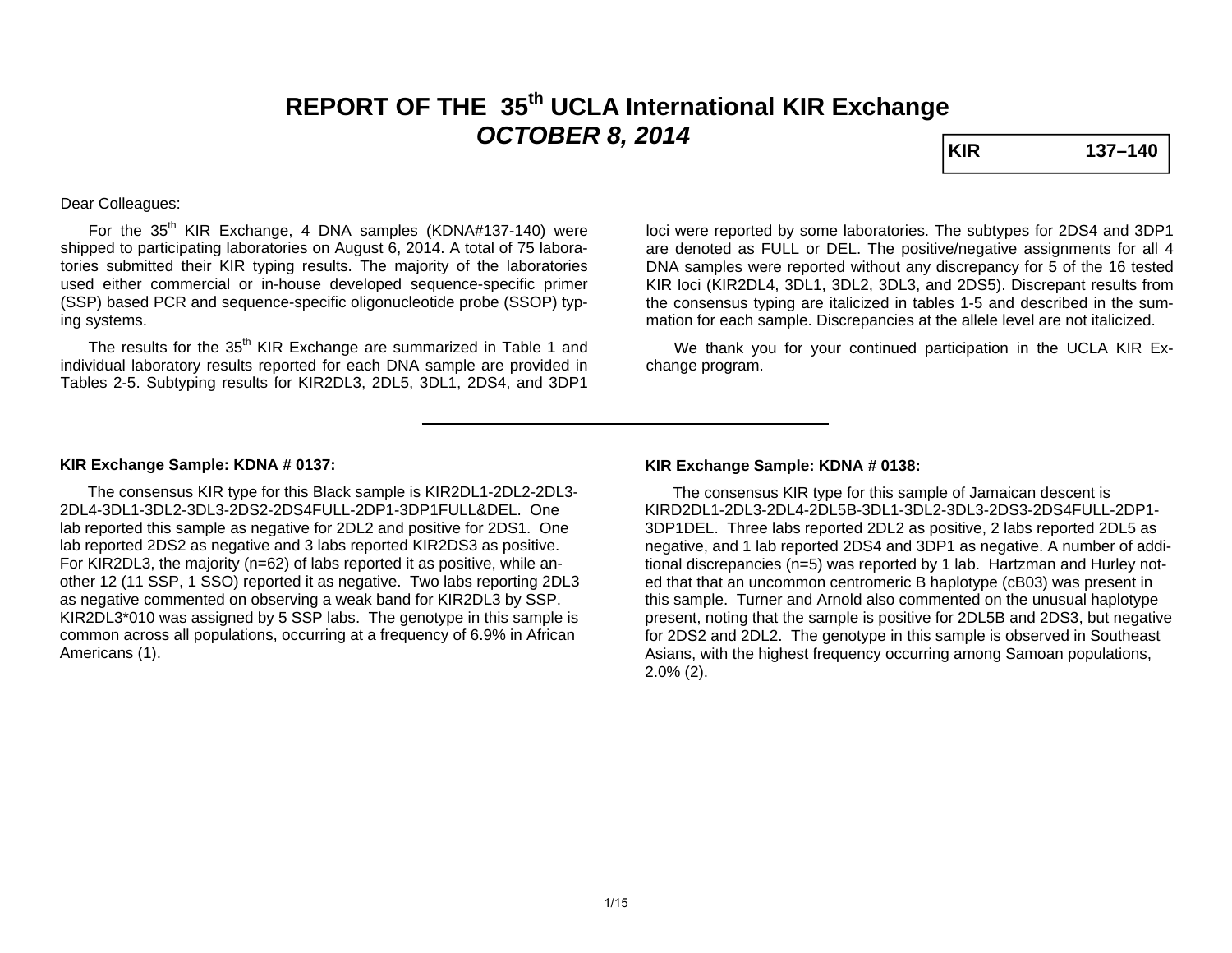# REPORT OF THE 35th UCLA International KIR Exchange

## *OCTOBER 8, 2014*

| KIR | 137–140 |
|---|---|

Dear Colleagues:

For the 35th KIR Exchange, 4 DNA samples (KDNA#137-140) were shipped to participating laboratories on August 6, 2014. A total of 75 laboratories submitted their KIR typing results. The majority of the laboratories used either commercial or in-house developed sequence-specific primer (SSP) based PCR and sequence-specific oligonucleotide probe (SSOP) typing systems.

The results for the 35th KIR Exchange are summarized in Table 1 and individual laboratory results reported for each DNA sample are provided in Tables 2-5. Subtyping results for KIR2DL3, 2DL5, 3DL1, 2DS4, and 3DP1 loci were reported by some laboratories. The subtypes for 2DS4 and 3DP1 are denoted as FULL or DEL. The positive/negative assignments for all 4 DNA samples were reported without any discrepancy for 5 of the 16 tested KIR loci (KIR2DL4, 3DL1, 3DL2, 3DL3, and 2DS5). Discrepant results from the consensus typing are italicized in tables 1-5 and described in the summation for each sample. Discrepancies at the allele level are not italicized.

We thank you for your continued participation in the UCLA KIR Exchange program.

---

**KIR Exchange Sample: KDNA # 0137:**

The consensus KIR type for this Black sample is KIR2DL1-2DL2-2DL3-2DL4-3DL1-3DL2-3DL3-2DS2-2DS4FULL-2DP1-3DP1FULL&DEL. One lab reported this sample as negative for 2DL2 and positive for 2DS1. One lab reported 2DS2 as negative and 3 labs reported KIR2DS3 as positive. For KIR2DL3, the majority (n=62) of labs reported it as positive, while another 12 (11 SSP, 1 SSO) reported it as negative. Two labs reporting 2DL3 as negative commented on observing a weak band for KIR2DL3 by SSP. KIR2DL3*010 was assigned by 5 SSP labs. The genotype in this sample is common across all populations, occurring at a frequency of 6.9% in African Americans (1).

**KIR Exchange Sample: KDNA # 0138:**

The consensus KIR type for this sample of Jamaican descent is KIRD2DL1-2DL3-2DL4-2DL5B-3DL1-3DL2-3DL3-2DS3-2DS4FULL-2DP1-3DP1DEL. Three labs reported 2DL2 as positive, 2 labs reported 2DL5 as negative, and 1 lab reported 2DS4 and 3DP1 as negative. A number of additional discrepancies (n=5) was reported by 1 lab. Hartzman and Hurley noted that that an uncommon centromeric B haplotype (cB03) was present in this sample. Turner and Arnold also commented on the unusual haplotype present, noting that the sample is positive for 2DL5B and 2DS3, but negative for 2DS2 and 2DL2. The genotype in this sample is observed in Southeast Asians, with the highest frequency occurring among Samoan populations, 2.0% (2).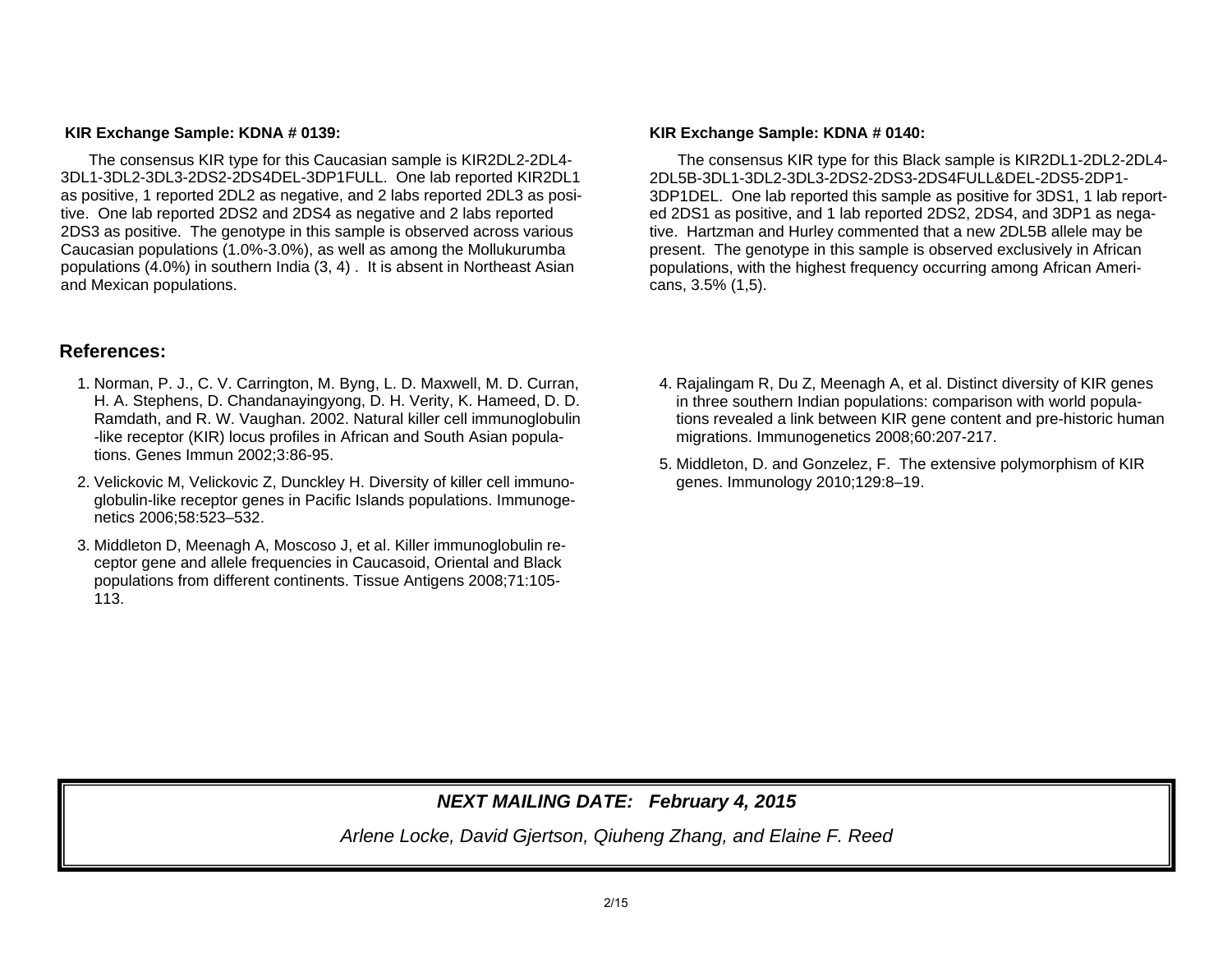**KIR Exchange Sample: KDNA # 0139:**

The consensus KIR type for this Caucasian sample is KIR2DL2-2DL4-3DL1-3DL2-3DL3-2DS2-2DS4DEL-3DP1FULL. One lab reported KIR2DL1 as positive, 1 reported 2DL2 as negative, and 2 labs reported 2DL3 as positive. One lab reported 2DS2 and 2DS4 as negative and 2 labs reported 2DS3 as positive. The genotype in this sample is observed across various Caucasian populations (1.0%-3.0%), as well as among the Mollukurumba populations (4.0%) in southern India (3, 4) . It is absent in Northeast Asian and Mexican populations.

**KIR Exchange Sample: KDNA # 0140:**

The consensus KIR type for this Black sample is KIR2DL1-2DL2-2DL4-2DL5B-3DL1-3DL2-3DL3-2DS2-2DS3-2DS4FULL&DEL-2DS5-2DP1-3DP1DEL. One lab reported this sample as positive for 3DS1, 1 lab reported 2DS1 as positive, and 1 lab reported 2DS2, 2DS4, and 3DP1 as negative. Hartzman and Hurley commented that a new 2DL5B allele may be present. The genotype in this sample is observed exclusively in African populations, with the highest frequency occurring among African Americans, 3.5% (1,5).

## References:

1. Norman, P. J., C. V. Carrington, M. Byng, L. D. Maxwell, M. D. Curran, H. A. Stephens, D. Chandanayingyong, D. H. Verity, K. Hameed, D. D. Ramdath, and R. W. Vaughan. 2002. Natural killer cell immunoglobulin-like receptor (KIR) locus profiles in African and South Asian populations. Genes Immun 2002;3:86-95.
2. Velickovic M, Velickovic Z, Dunckley H. Diversity of killer cell immunoglobulin-like receptor genes in Pacific Islands populations. Immunogenetics 2006;58:523–532.
3. Middleton D, Meenagh A, Moscoso J, et al. Killer immunoglobulin receptor gene and allele frequencies in Caucasoid, Oriental and Black populations from different continents. Tissue Antigens 2008;71:105-113.
4. Rajalingam R, Du Z, Meenagh A, et al. Distinct diversity of KIR genes in three southern Indian populations: comparison with world populations revealed a link between KIR gene content and pre-historic human migrations. Immunogenetics 2008;60:207-217.
5. Middleton, D. and Gonzelez, F. The extensive polymorphism of KIR genes. Immunology 2010;129:8–19.

***NEXT MAILING DATE: February 4, 2015***

*Arlene Locke, David Gjertson, Qiuheng Zhang, and Elaine F. Reed*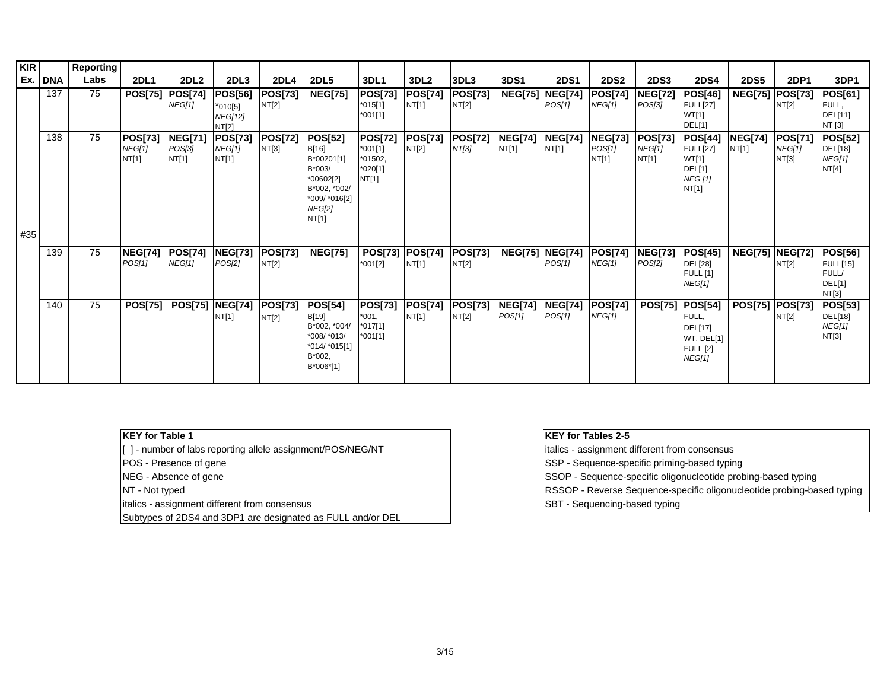| KIR Ex. | DNA | Reporting Labs | 2DL1 | 2DL2 | 2DL3 | 2DL4 | 2DL5 | 3DL1 | 3DL2 | 3DL3 | 3DS1 | 2DS1 | 2DS2 | 2DS3 | 2DS4 | 2DS5 | 2DP1 | 3DP1 |
|---|---|---|---|---|---|---|---|---|---|---|---|---|---|---|---|---|---|---|
| #35 | 137 | 75 | **POS[75]** | **POS[74]** *NEG[1]* | **POS[56]** *010[5] *NEG[12]* NT[2] | **POS[73]** NT[2] | **NEG[75]** | **POS[73]** *015[1] *001[1] | **POS[74]** NT[1] | **POS[73]** NT[2] | **NEG[75]** | **NEG[74]** *POS[1]* | **POS[74]** *NEG[1]* | **NEG[72]** *POS[3]* | **POS[46]** FULL[27] WT[1] DEL[1] | **NEG[75]** | **POS[73]** NT[2] | **POS[61]** FULL, DEL[11] NT [3] |
| | 138 | 75 | **POS[73]** *NEG[1]* NT[1] | **NEG[71]** *POS[3]* NT[1] | **POS[73]** *NEG[1]* NT[1] | **POS[72]** NT[3] | **POS[52]** B[16] B*00201[1] B*003/ *00602[2] B*002, *002/ *009/ *016[2] *NEG[2]* NT[1] | **POS[72]** *001[1] *01502, *020[1] NT[1] | **POS[73]** NT[2] | **POS[72]** *NT[3]* | **NEG[74]** NT[1] | **NEG[74]** NT[1] | **NEG[73]** *POS[1]* NT[1] | **POS[73]** *NEG[1]* NT[1] | **POS[44]** FULL[27] WT[1] DEL[1] *NEG [1]* NT[1] | **NEG[74]** NT[1] | **POS[71]** *NEG[1]* NT[3] | **POS[52]** DEL[18] *NEG[1]* NT[4] |
| | 139 | 75 | **NEG[74]** *POS[1]* | **POS[74]** *NEG[1]* | **NEG[73]** *POS[2]* | **POS[73]** NT[2] | **NEG[75]** | **POS[73]** *001[2] | **POS[74]** NT[1] | **POS[73]** NT[2] | **NEG[75]** | **NEG[74]** *POS[1]* | **POS[74]** *NEG[1]* | **NEG[73]** *POS[2]* | **POS[45]** DEL[28] FULL [1] *NEG[1]* | **NEG[75]** | **NEG[72]** NT[2] | **POS[56]** FULL[15] FULL/ DEL[1] NT[3] |
| | 140 | 75 | **POS[75]** | **POS[75]** | **NEG[74]** NT[1] | **POS[73]** NT[2] | **POS[54]** B[19] B*002, *004/ *008/ *013/ *014/ *015[1] B*002, B*006*[1] | **POS[73]** *001, *017[1] *001[1] | **POS[74]** NT[1] | **POS[73]** NT[2] | **NEG[74]** *POS[1]* | **NEG[74]** *POS[1]* | **POS[74]** *NEG[1]* | **POS[75]** | **POS[54]** FULL, DEL[17] WT, DEL[1] FULL [2] *NEG[1]* | **POS[75]** | **POS[73]** NT[2] | **POS[53]** DEL[18] *NEG[1]* NT[3] |

| **KEY for Table 1** |
|---|
| [ ] - number of labs reporting allele assignment/POS/NEG/NT |
| POS - Presence of gene |
| NEG - Absence of gene |
| NT - Not typed |
| italics - assignment different from consensus |
| Subtypes of 2DS4 and 3DP1 are designated as FULL and/or DEL |

| **KEY for Tables 2-5** |
|---|
| italics - assignment different from consensus |
| SSP - Sequence-specific priming-based typing |
| SSOP - Sequence-specific oligonucleotide probing-based typing |
| RSSOP - Reverse Sequence-specific oligonucleotide probing-based typing |
| SBT - Sequencing-based typing |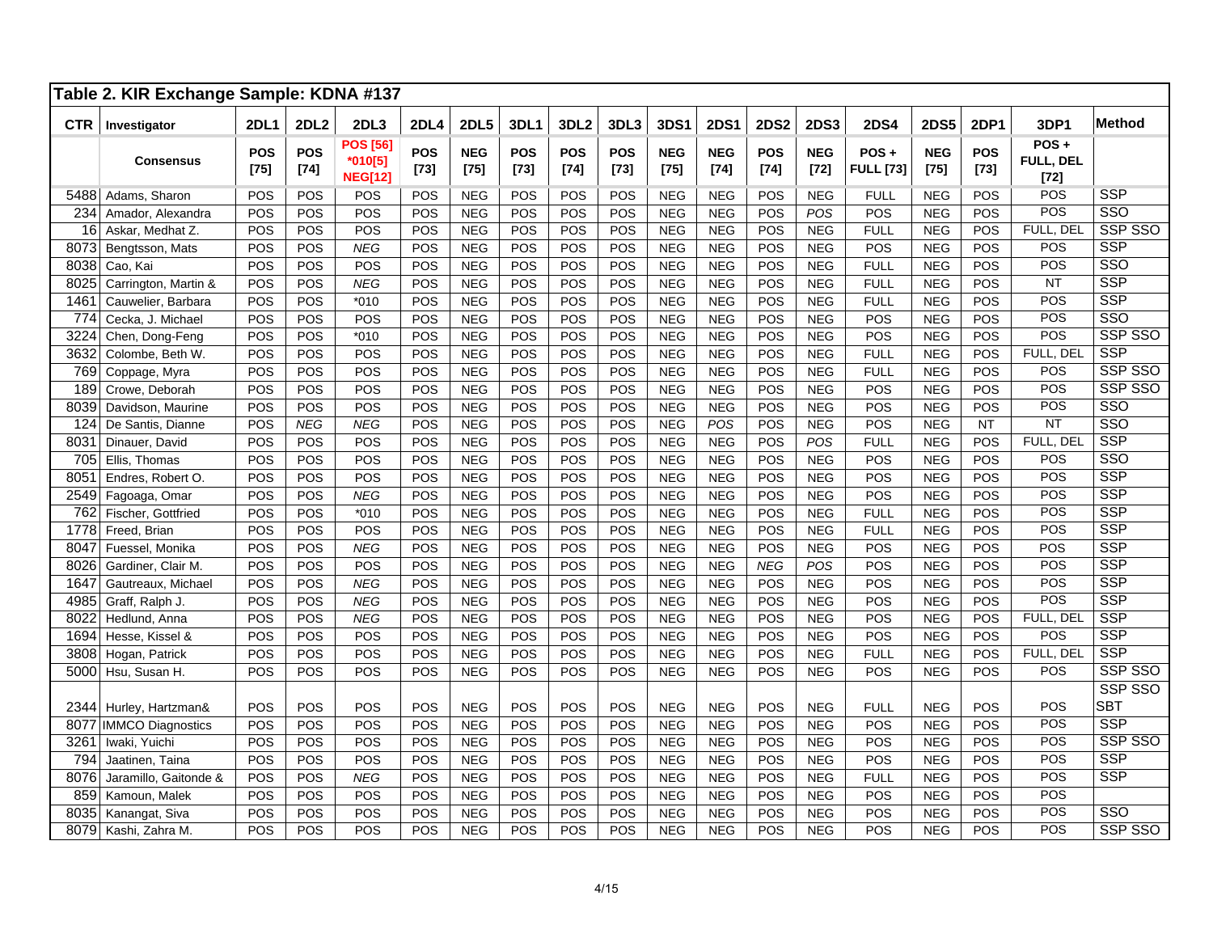## Table 2. KIR Exchange Sample: KDNA #137

| CTR | Investigator | 2DL1 | 2DL2 | 2DL3 | 2DL4 | 2DL5 | 3DL1 | 3DL2 | 3DL3 | 3DS1 | 2DS1 | 2DS2 | 2DS3 | 2DS4 | 2DS5 | 2DP1 | 3DP1 | Method |
|---|---|---|---|---|---|---|---|---|---|---|---|---|---|---|---|---|---|---|
| | **Consensus** | **POS [75]** | **POS [74]** | **POS [56] *010[5] NEG[12]** | **POS [73]** | **NEG [75]** | **POS [73]** | **POS [74]** | **POS [73]** | **NEG [75]** | **NEG [74]** | **POS [74]** | **NEG [72]** | **POS + FULL [73]** | **NEG [75]** | **POS [73]** | **POS + FULL, DEL [72]** | |
| 5488 | Adams, Sharon | POS | POS | POS | POS | NEG | POS | POS | POS | NEG | NEG | POS | NEG | FULL | NEG | POS | POS | SSP |
| 234 | Amador, Alexandra | POS | POS | POS | POS | NEG | POS | POS | POS | NEG | NEG | POS | *POS* | POS | NEG | POS | POS | SSO |
| 16 | Askar, Medhat Z. | POS | POS | POS | POS | NEG | POS | POS | POS | NEG | NEG | POS | NEG | FULL | NEG | POS | FULL, DEL | SSP SSO |
| 8073 | Bengtsson, Mats | POS | POS | *NEG* | POS | NEG | POS | POS | POS | NEG | NEG | POS | NEG | POS | NEG | POS | POS | SSP |
| 8038 | Cao, Kai | POS | POS | POS | POS | NEG | POS | POS | POS | NEG | NEG | POS | NEG | FULL | NEG | POS | POS | SSO |
| 8025 | Carrington, Martin & | POS | POS | *NEG* | POS | NEG | POS | POS | POS | NEG | NEG | POS | NEG | FULL | NEG | POS | NT | SSP |
| 1461 | Cauwelier, Barbara | POS | POS | *010 | POS | NEG | POS | POS | POS | NEG | NEG | POS | NEG | FULL | NEG | POS | POS | SSP |
| 774 | Cecka, J. Michael | POS | POS | POS | POS | NEG | POS | POS | POS | NEG | NEG | POS | NEG | POS | NEG | POS | POS | SSO |
| 3224 | Chen, Dong-Feng | POS | POS | *010 | POS | NEG | POS | POS | POS | NEG | NEG | POS | NEG | POS | NEG | POS | POS | SSP SSO |
| 3632 | Colombe, Beth W. | POS | POS | POS | POS | NEG | POS | POS | POS | NEG | NEG | POS | NEG | FULL | NEG | POS | FULL, DEL | SSP |
| 769 | Coppage, Myra | POS | POS | POS | POS | NEG | POS | POS | POS | NEG | NEG | POS | NEG | FULL | NEG | POS | POS | SSP SSO |
| 189 | Crowe, Deborah | POS | POS | POS | POS | NEG | POS | POS | POS | NEG | NEG | POS | NEG | POS | NEG | POS | POS | SSP SSO |
| 8039 | Davidson, Maurine | POS | POS | POS | POS | NEG | POS | POS | POS | NEG | NEG | POS | NEG | POS | NEG | POS | POS | SSO |
| 124 | De Santis, Dianne | POS | *NEG* | *NEG* | POS | NEG | POS | POS | POS | NEG | *POS* | POS | NEG | POS | NEG | NT | NT | SSO |
| 8031 | Dinauer, David | POS | POS | POS | POS | NEG | POS | POS | POS | NEG | NEG | POS | *POS* | FULL | NEG | POS | FULL, DEL | SSP |
| 705 | Ellis, Thomas | POS | POS | POS | POS | NEG | POS | POS | POS | NEG | NEG | POS | NEG | POS | NEG | POS | POS | SSO |
| 8051 | Endres, Robert O. | POS | POS | POS | POS | NEG | POS | POS | POS | NEG | NEG | POS | NEG | POS | NEG | POS | POS | SSP |
| 2549 | Fagoaga, Omar | POS | POS | *NEG* | POS | NEG | POS | POS | POS | NEG | NEG | POS | NEG | POS | NEG | POS | POS | SSP |
| 762 | Fischer, Gottfried | POS | POS | *010 | POS | NEG | POS | POS | POS | NEG | NEG | POS | NEG | FULL | NEG | POS | POS | SSP |
| 1778 | Freed, Brian | POS | POS | POS | POS | NEG | POS | POS | POS | NEG | NEG | POS | NEG | FULL | NEG | POS | POS | SSP |
| 8047 | Fuessel, Monika | POS | POS | *NEG* | POS | NEG | POS | POS | POS | NEG | NEG | POS | NEG | POS | NEG | POS | POS | SSP |
| 8026 | Gardiner, Clair M. | POS | POS | POS | POS | NEG | POS | POS | POS | NEG | NEG | *NEG* | *POS* | POS | NEG | POS | POS | SSP |
| 1647 | Gautreaux, Michael | POS | POS | *NEG* | POS | NEG | POS | POS | POS | NEG | NEG | POS | NEG | POS | NEG | POS | POS | SSP |
| 4985 | Graff, Ralph J. | POS | POS | *NEG* | POS | NEG | POS | POS | POS | NEG | NEG | POS | NEG | POS | NEG | POS | POS | SSP |
| 8022 | Hedlund, Anna | POS | POS | *NEG* | POS | NEG | POS | POS | POS | NEG | NEG | POS | NEG | POS | NEG | POS | FULL, DEL | SSP |
| 1694 | Hesse, Kissel & | POS | POS | POS | POS | NEG | POS | POS | POS | NEG | NEG | POS | NEG | POS | NEG | POS | POS | SSP |
| 3808 | Hogan, Patrick | POS | POS | POS | POS | NEG | POS | POS | POS | NEG | NEG | POS | NEG | FULL | NEG | POS | FULL, DEL | SSP |
| 5000 | Hsu, Susan H. | POS | POS | POS | POS | NEG | POS | POS | POS | NEG | NEG | POS | NEG | POS | NEG | POS | POS | SSP SSO |
| 2344 | Hurley, Hartzman& | POS | POS | POS | POS | NEG | POS | POS | POS | NEG | NEG | POS | NEG | FULL | NEG | POS | POS | SSP SSO SBT |
| 8077 | IMMCO Diagnostics | POS | POS | POS | POS | NEG | POS | POS | POS | NEG | NEG | POS | NEG | POS | NEG | POS | POS | SSP |
| 3261 | Iwaki, Yuichi | POS | POS | POS | POS | NEG | POS | POS | POS | NEG | NEG | POS | NEG | POS | NEG | POS | POS | SSP SSO |
| 794 | Jaatinen, Taina | POS | POS | POS | POS | NEG | POS | POS | POS | NEG | NEG | POS | NEG | POS | NEG | POS | POS | SSP |
| 8076 | Jaramillo, Gaitonde & | POS | POS | *NEG* | POS | NEG | POS | POS | POS | NEG | NEG | POS | NEG | FULL | NEG | POS | POS | SSP |
| 859 | Kamoun, Malek | POS | POS | POS | POS | NEG | POS | POS | POS | NEG | NEG | POS | NEG | POS | NEG | POS | POS | |
| 8035 | Kanangat, Siva | POS | POS | POS | POS | NEG | POS | POS | POS | NEG | NEG | POS | NEG | POS | NEG | POS | POS | SSO |
| 8079 | Kashi, Zahra M. | POS | POS | POS | POS | NEG | POS | POS | POS | NEG | NEG | POS | NEG | POS | NEG | POS | POS | SSP SSO |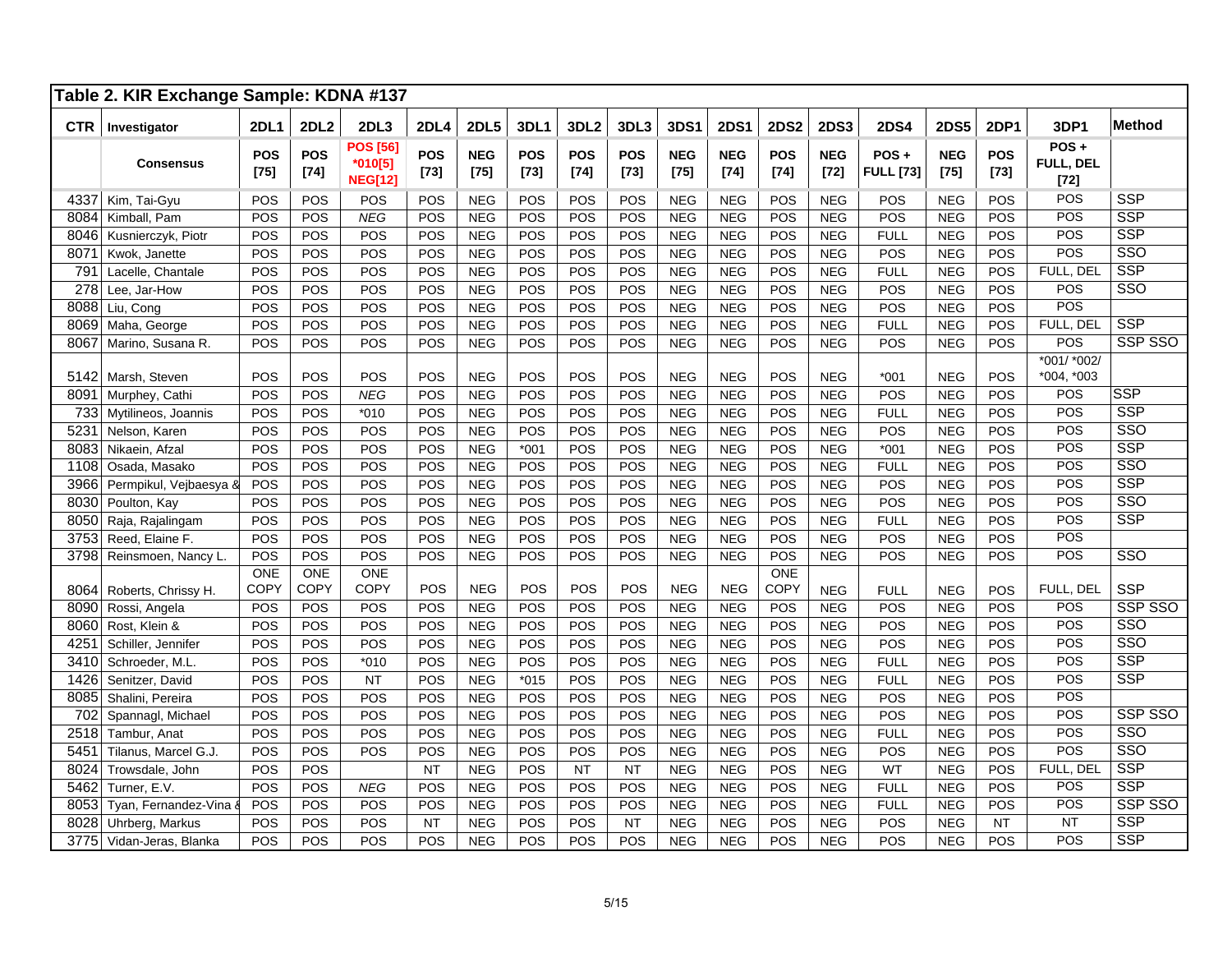## Table 2. KIR Exchange Sample: KDNA #137

| CTR | Investigator | 2DL1 | 2DL2 | 2DL3 | 2DL4 | 2DL5 | 3DL1 | 3DL2 | 3DL3 | 3DS1 | 2DS1 | 2DS2 | 2DS3 | 2DS4 | 2DS5 | 2DP1 | 3DP1 | Method |
|---|---|---|---|---|---|---|---|---|---|---|---|---|---|---|---|---|---|---|
| | **Consensus** | **POS [75]** | **POS [74]** | **POS [56] *010[5] NEG[12]** | **POS [73]** | **NEG [75]** | **POS [73]** | **POS [74]** | **POS [73]** | **NEG [75]** | **NEG [74]** | **POS [74]** | **NEG [72]** | **POS + FULL [73]** | **NEG [75]** | **POS [73]** | **POS + FULL, DEL [72]** | |
| 4337 | Kim, Tai-Gyu | POS | POS | POS | POS | NEG | POS | POS | POS | NEG | NEG | POS | NEG | POS | NEG | POS | POS | SSP |
| 8084 | Kimball, Pam | POS | POS | *NEG* | POS | NEG | POS | POS | POS | NEG | NEG | POS | NEG | POS | NEG | POS | POS | SSP |
| 8046 | Kusnierczyk, Piotr | POS | POS | POS | POS | NEG | POS | POS | POS | NEG | NEG | POS | NEG | FULL | NEG | POS | POS | SSP |
| 8071 | Kwok, Janette | POS | POS | POS | POS | NEG | POS | POS | POS | NEG | NEG | POS | NEG | POS | NEG | POS | POS | SSO |
| 791 | Lacelle, Chantale | POS | POS | POS | POS | NEG | POS | POS | POS | NEG | NEG | POS | NEG | FULL | NEG | POS | FULL, DEL | SSP |
| 278 | Lee, Jar-How | POS | POS | POS | POS | NEG | POS | POS | POS | NEG | NEG | POS | NEG | POS | NEG | POS | POS | SSO |
| 8088 | Liu, Cong | POS | POS | POS | POS | NEG | POS | POS | POS | NEG | NEG | POS | NEG | POS | NEG | POS | POS | |
| 8069 | Maha, George | POS | POS | POS | POS | NEG | POS | POS | POS | NEG | NEG | POS | NEG | FULL | NEG | POS | FULL, DEL | SSP |
| 8067 | Marino, Susana R. | POS | POS | POS | POS | NEG | POS | POS | POS | NEG | NEG | POS | NEG | POS | NEG | POS | POS | SSP SSO |
| 5142 | Marsh, Steven | POS | POS | POS | POS | NEG | POS | POS | POS | NEG | NEG | POS | NEG | *001 | NEG | POS | *001/ *002/ *004, *003 | |
| 8091 | Murphey, Cathi | POS | POS | *NEG* | POS | NEG | POS | POS | POS | NEG | NEG | POS | NEG | POS | NEG | POS | POS | SSP |
| 733 | Mytilineos, Joannis | POS | POS | *010 | POS | NEG | POS | POS | POS | NEG | NEG | POS | NEG | FULL | NEG | POS | POS | SSP |
| 5231 | Nelson, Karen | POS | POS | POS | POS | NEG | POS | POS | POS | NEG | NEG | POS | NEG | POS | NEG | POS | POS | SSO |
| 8083 | Nikaein, Afzal | POS | POS | POS | POS | NEG | *001 | POS | POS | NEG | NEG | POS | NEG | *001 | NEG | POS | POS | SSP |
| 1108 | Osada, Masako | POS | POS | POS | POS | NEG | POS | POS | POS | NEG | NEG | POS | NEG | FULL | NEG | POS | POS | SSO |
| 3966 | Permpikul, Vejbaesya & | POS | POS | POS | POS | NEG | POS | POS | POS | NEG | NEG | POS | NEG | POS | NEG | POS | POS | SSP |
| 8030 | Poulton, Kay | POS | POS | POS | POS | NEG | POS | POS | POS | NEG | NEG | POS | NEG | POS | NEG | POS | POS | SSO |
| 8050 | Raja, Rajalingam | POS | POS | POS | POS | NEG | POS | POS | POS | NEG | NEG | POS | NEG | FULL | NEG | POS | POS | SSP |
| 3753 | Reed, Elaine F. | POS | POS | POS | POS | NEG | POS | POS | POS | NEG | NEG | POS | NEG | POS | NEG | POS | POS | |
| 3798 | Reinsmoen, Nancy L. | POS | POS | POS | POS | NEG | POS | POS | POS | NEG | NEG | POS | NEG | POS | NEG | POS | POS | SSO |
| 8064 | Roberts, Chrissy H. | ONE COPY | ONE COPY | ONE COPY | POS | NEG | POS | POS | POS | NEG | NEG | ONE COPY | NEG | FULL | NEG | POS | FULL, DEL | SSP |
| 8090 | Rossi, Angela | POS | POS | POS | POS | NEG | POS | POS | POS | NEG | NEG | POS | NEG | POS | NEG | POS | POS | SSP SSO |
| 8060 | Rost, Klein & | POS | POS | POS | POS | NEG | POS | POS | POS | NEG | NEG | POS | NEG | POS | NEG | POS | POS | SSO |
| 4251 | Schiller, Jennifer | POS | POS | POS | POS | NEG | POS | POS | POS | NEG | NEG | POS | NEG | POS | NEG | POS | POS | SSO |
| 3410 | Schroeder, M.L. | POS | POS | *010 | POS | NEG | POS | POS | POS | NEG | NEG | POS | NEG | FULL | NEG | POS | POS | SSP |
| 1426 | Senitzer, David | POS | POS | NT | POS | NEG | *015 | POS | POS | NEG | NEG | POS | NEG | FULL | NEG | POS | POS | SSP |
| 8085 | Shalini, Pereira | POS | POS | POS | POS | NEG | POS | POS | POS | NEG | NEG | POS | NEG | POS | NEG | POS | POS | |
| 702 | Spannagl, Michael | POS | POS | POS | POS | NEG | POS | POS | POS | NEG | NEG | POS | NEG | POS | NEG | POS | POS | SSP SSO |
| 2518 | Tambur, Anat | POS | POS | POS | POS | NEG | POS | POS | POS | NEG | NEG | POS | NEG | FULL | NEG | POS | POS | SSO |
| 5451 | Tilanus, Marcel G.J. | POS | POS | POS | POS | NEG | POS | POS | POS | NEG | NEG | POS | NEG | POS | NEG | POS | POS | SSO |
| 8024 | Trowsdale, John | POS | POS | | NT | NEG | POS | NT | NT | NEG | NEG | POS | NEG | WT | NEG | POS | FULL, DEL | SSP |
| 5462 | Turner, E.V. | POS | POS | *NEG* | POS | NEG | POS | POS | POS | NEG | NEG | POS | NEG | FULL | NEG | POS | POS | SSP |
| 8053 | Tyan, Fernandez-Vina & | POS | POS | POS | POS | NEG | POS | POS | POS | NEG | NEG | POS | NEG | FULL | NEG | POS | POS | SSP SSO |
| 8028 | Uhrberg, Markus | POS | POS | POS | NT | NEG | POS | POS | NT | NEG | NEG | POS | NEG | POS | NEG | NT | NT | SSP |
| 3775 | Vidan-Jeras, Blanka | POS | POS | POS | POS | NEG | POS | POS | POS | NEG | NEG | POS | NEG | POS | NEG | POS | POS | SSP |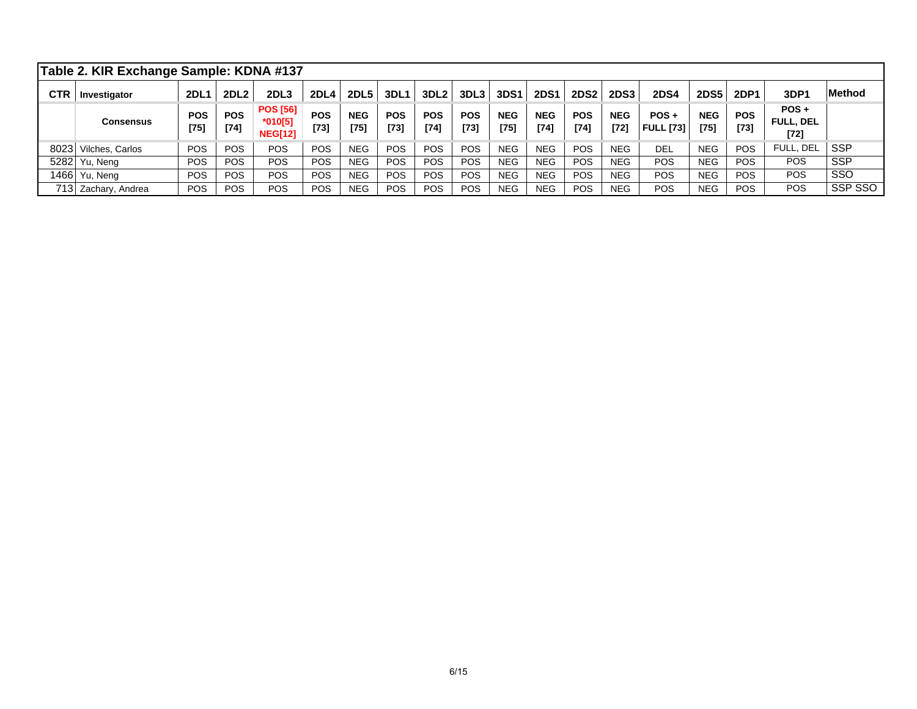**Table 2. KIR Exchange Sample: KDNA #137**

| CTR | Investigator | 2DL1 | 2DL2 | 2DL3 | 2DL4 | 2DL5 | 3DL1 | 3DL2 | 3DL3 | 3DS1 | 2DS1 | 2DS2 | 2DS3 | 2DS4 | 2DS5 | 2DP1 | 3DP1 | Method |
|---|---|---|---|---|---|---|---|---|---|---|---|---|---|---|---|---|---|---|
| | **Consensus** | **POS [75]** | **POS [74]** | **POS [56] *010[5] NEG[12]** | **POS [73]** | **NEG [75]** | **POS [73]** | **POS [74]** | **POS [73]** | **NEG [75]** | **NEG [74]** | **POS [74]** | **NEG [72]** | **POS + FULL [73]** | **NEG [75]** | **POS [73]** | **POS + FULL, DEL [72]** | |
| 8023 | Vilches, Carlos | POS | POS | POS | POS | NEG | POS | POS | POS | NEG | NEG | POS | NEG | DEL | NEG | POS | FULL, DEL | SSP |
| 5282 | Yu, Neng | POS | POS | POS | POS | NEG | POS | POS | POS | NEG | NEG | POS | NEG | POS | NEG | POS | POS | SSP |
| 1466 | Yu, Neng | POS | POS | POS | POS | NEG | POS | POS | POS | NEG | NEG | POS | NEG | POS | NEG | POS | POS | SSO |
| 713 | Zachary, Andrea | POS | POS | POS | POS | NEG | POS | POS | POS | NEG | NEG | POS | NEG | POS | NEG | POS | POS | SSP SSO |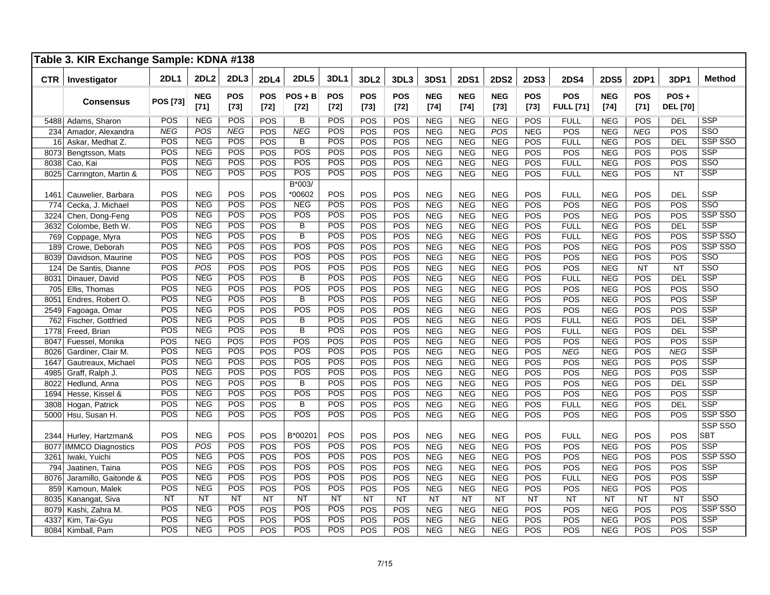## Table 3. KIR Exchange Sample: KDNA #138

| CTR | Investigator | 2DL1 | 2DL2 | 2DL3 | 2DL4 | 2DL5 | 3DL1 | 3DL2 | 3DL3 | 3DS1 | 2DS1 | 2DS2 | 2DS3 | 2DS4 | 2DS5 | 2DP1 | 3DP1 | Method |
|---|---|---|---|---|---|---|---|---|---|---|---|---|---|---|---|---|---|---|
| | **Consensus** | **POS [73]** | **NEG [71]** | **POS [73]** | **POS [72]** | **POS + B [72]** | **POS [72]** | **POS [72]** | **POS [72]** | **NEG [74]** | **NEG [74]** | **NEG [73]** | **POS [73]** | **POS FULL [71]** | **NEG [74]** | **POS [71]** | **POS + DEL [70]** | |
| 5488 | Adams, Sharon | POS | NEG | POS | POS | B | POS | POS | POS | NEG | NEG | NEG | POS | FULL | NEG | POS | DEL | SSP |
| 234 | Amador, Alexandra | *NEG* | *POS* | *NEG* | POS | *NEG* | POS | POS | POS | NEG | NEG | *POS* | *NEG* | POS | NEG | *NEG* | POS | SSO |
| 16 | Askar, Medhat Z. | POS | NEG | POS | POS | B | POS | POS | POS | NEG | NEG | NEG | POS | FULL | NEG | POS | DEL | SSP SSO |
| 8073 | Bengtsson, Mats | POS | NEG | POS | POS | POS | POS | POS | POS | NEG | NEG | NEG | POS | POS | NEG | POS | POS | SSP |
| 8038 | Cao, Kai | POS | NEG | POS | POS | POS | POS | POS | POS | NEG | NEG | NEG | POS | FULL | NEG | POS | POS | SSO |
| 8025 | Carrington, Martin & | POS | NEG | POS | POS | POS | POS | POS | POS | NEG | NEG | NEG | POS | FULL | NEG | POS | NT | SSP |
| 1461 | Cauwelier, Barbara | POS | NEG | POS | POS | B*003/ *00602 | POS | POS | POS | NEG | NEG | NEG | POS | FULL | NEG | POS | DEL | SSP |
| 774 | Cecka, J. Michael | POS | NEG | POS | POS | NEG | POS | POS | POS | NEG | NEG | NEG | POS | POS | NEG | POS | POS | SSO |
| 3224 | Chen, Dong-Feng | POS | NEG | POS | POS | POS | POS | POS | POS | NEG | NEG | NEG | POS | POS | NEG | POS | POS | SSP SSO |
| 3632 | Colombe, Beth W. | POS | NEG | POS | POS | B | POS | POS | POS | NEG | NEG | NEG | POS | FULL | NEG | POS | DEL | SSP |
| 769 | Coppage, Myra | POS | NEG | POS | POS | B | POS | POS | POS | NEG | NEG | NEG | POS | FULL | NEG | POS | POS | SSP SSO |
| 189 | Crowe, Deborah | POS | NEG | POS | POS | POS | POS | POS | POS | NEG | NEG | NEG | POS | POS | NEG | POS | POS | SSP SSO |
| 8039 | Davidson, Maurine | POS | NEG | POS | POS | POS | POS | POS | POS | NEG | NEG | NEG | POS | POS | NEG | POS | POS | SSO |
| 124 | De Santis, Dianne | POS | *POS* | POS | POS | POS | POS | POS | POS | NEG | NEG | NEG | POS | POS | NEG | NT | NT | SSO |
| 8031 | Dinauer, David | POS | NEG | POS | POS | B | POS | POS | POS | NEG | NEG | NEG | POS | FULL | NEG | POS | DEL | SSP |
| 705 | Ellis, Thomas | POS | NEG | POS | POS | POS | POS | POS | POS | NEG | NEG | NEG | POS | POS | NEG | POS | POS | SSO |
| 8051 | Endres, Robert O. | POS | NEG | POS | POS | B | POS | POS | POS | NEG | NEG | NEG | POS | POS | NEG | POS | POS | SSP |
| 2549 | Fagoaga, Omar | POS | NEG | POS | POS | POS | POS | POS | POS | NEG | NEG | NEG | POS | POS | NEG | POS | POS | SSP |
| 762 | Fischer, Gottfried | POS | NEG | POS | POS | B | POS | POS | POS | NEG | NEG | NEG | POS | FULL | NEG | POS | DEL | SSP |
| 1778 | Freed, Brian | POS | NEG | POS | POS | B | POS | POS | POS | NEG | NEG | NEG | POS | FULL | NEG | POS | DEL | SSP |
| 8047 | Fuessel, Monika | POS | NEG | POS | POS | POS | POS | POS | POS | NEG | NEG | NEG | POS | POS | NEG | POS | POS | SSP |
| 8026 | Gardiner, Clair M. | POS | NEG | POS | POS | POS | POS | POS | POS | NEG | NEG | NEG | POS | *NEG* | NEG | POS | *NEG* | SSP |
| 1647 | Gautreaux, Michael | POS | NEG | POS | POS | POS | POS | POS | POS | NEG | NEG | NEG | POS | POS | NEG | POS | POS | SSP |
| 4985 | Graff, Ralph J. | POS | NEG | POS | POS | POS | POS | POS | POS | NEG | NEG | NEG | POS | POS | NEG | POS | POS | SSP |
| 8022 | Hedlund, Anna | POS | NEG | POS | POS | B | POS | POS | POS | NEG | NEG | NEG | POS | POS | NEG | POS | DEL | SSP |
| 1694 | Hesse, Kissel & | POS | NEG | POS | POS | POS | POS | POS | POS | NEG | NEG | NEG | POS | POS | NEG | POS | POS | SSP |
| 3808 | Hogan, Patrick | POS | NEG | POS | POS | B | POS | POS | POS | NEG | NEG | NEG | POS | FULL | NEG | POS | DEL | SSP |
| 5000 | Hsu, Susan H. | POS | NEG | POS | POS | POS | POS | POS | POS | NEG | NEG | NEG | POS | POS | NEG | POS | POS | SSP SSO |
| 2344 | Hurley, Hartzman& | POS | NEG | POS | POS | B*00201 | POS | POS | POS | NEG | NEG | NEG | POS | FULL | NEG | POS | POS | SSP SSO SBT |
| 8077 | IMMCO Diagnostics | POS | *POS* | POS | POS | POS | POS | POS | POS | NEG | NEG | NEG | POS | POS | NEG | POS | POS | SSP |
| 3261 | Iwaki, Yuichi | POS | NEG | POS | POS | POS | POS | POS | POS | NEG | NEG | NEG | POS | POS | NEG | POS | POS | SSP SSO |
| 794 | Jaatinen, Taina | POS | NEG | POS | POS | POS | POS | POS | POS | NEG | NEG | NEG | POS | POS | NEG | POS | POS | SSP |
| 8076 | Jaramillo, Gaitonde & | POS | NEG | POS | POS | POS | POS | POS | POS | NEG | NEG | NEG | POS | FULL | NEG | POS | POS | SSP |
| 859 | Kamoun, Malek | POS | NEG | POS | POS | POS | POS | POS | POS | NEG | NEG | NEG | POS | POS | NEG | POS | POS | |
| 8035 | Kanangat, Siva | NT | NT | NT | NT | NT | NT | NT | NT | NT | NT | NT | NT | NT | NT | NT | NT | SSO |
| 8079 | Kashi, Zahra M. | POS | NEG | POS | POS | POS | POS | POS | POS | NEG | NEG | NEG | POS | POS | NEG | POS | POS | SSP SSO |
| 4337 | Kim, Tai-Gyu | POS | NEG | POS | POS | POS | POS | POS | POS | NEG | NEG | NEG | POS | POS | NEG | POS | POS | SSP |
| 8084 | Kimball, Pam | POS | NEG | POS | POS | POS | POS | POS | POS | NEG | NEG | NEG | POS | POS | NEG | POS | POS | SSP |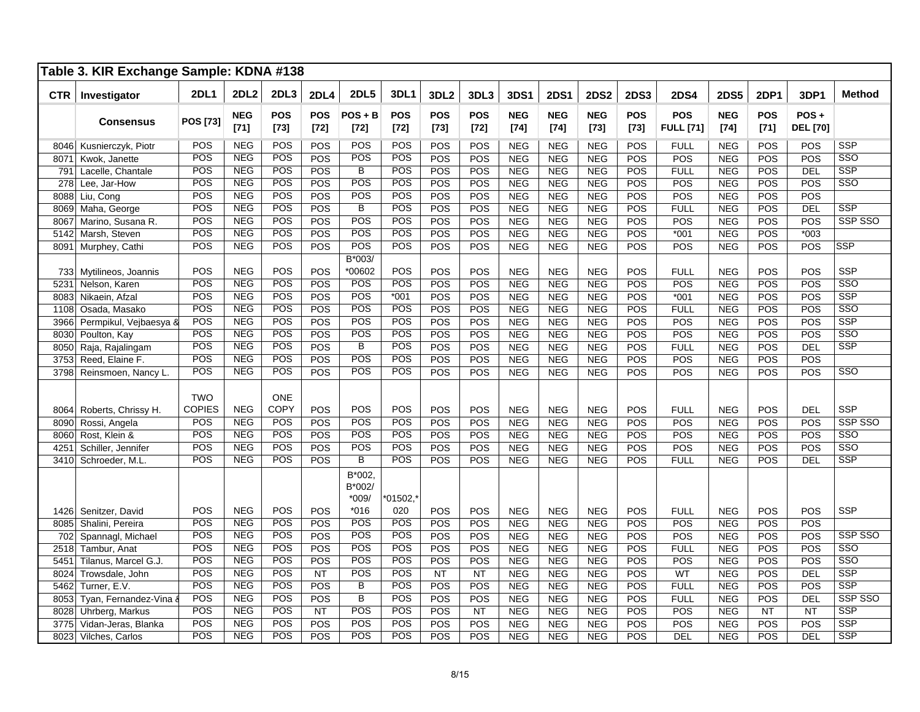## Table 3. KIR Exchange Sample: KDNA #138

| CTR | Investigator | 2DL1 | 2DL2 | 2DL3 | 2DL4 | 2DL5 | 3DL1 | 3DL2 | 3DL3 | 3DS1 | 2DS1 | 2DS2 | 2DS3 | 2DS4 | 2DS5 | 2DP1 | 3DP1 | Method |
|---|---|---|---|---|---|---|---|---|---|---|---|---|---|---|---|---|---|---|
| | **Consensus** | **POS [73]** | **NEG [71]** | **POS [73]** | **POS [72]** | **POS + B [72]** | **POS [72]** | **POS [73]** | **POS [72]** | **NEG [74]** | **NEG [74]** | **NEG [73]** | **POS [73]** | **POS FULL [71]** | **NEG [74]** | **POS [71]** | **POS + DEL [70]** | |
| 8046 | Kusnierczyk, Piotr | POS | NEG | POS | POS | POS | POS | POS | POS | NEG | NEG | NEG | POS | FULL | NEG | POS | POS | SSP |
| 8071 | Kwok, Janette | POS | NEG | POS | POS | POS | POS | POS | POS | NEG | NEG | NEG | POS | POS | NEG | POS | POS | SSO |
| 791 | Lacelle, Chantale | POS | NEG | POS | POS | B | POS | POS | POS | NEG | NEG | NEG | POS | FULL | NEG | POS | DEL | SSP |
| 278 | Lee, Jar-How | POS | NEG | POS | POS | POS | POS | POS | POS | NEG | NEG | NEG | POS | POS | NEG | POS | POS | SSO |
| 8088 | Liu, Cong | POS | NEG | POS | POS | POS | POS | POS | POS | NEG | NEG | NEG | POS | POS | NEG | POS | POS | |
| 8069 | Maha, George | POS | NEG | POS | POS | B | POS | POS | POS | NEG | NEG | NEG | POS | FULL | NEG | POS | DEL | SSP |
| 8067 | Marino, Susana R. | POS | NEG | POS | POS | POS | POS | POS | POS | NEG | NEG | NEG | POS | POS | NEG | POS | POS | SSP SSO |
| 5142 | Marsh, Steven | POS | NEG | POS | POS | POS | POS | POS | POS | NEG | NEG | NEG | POS | *001 | NEG | POS | *003 | |
| 8091 | Murphey, Cathi | POS | NEG | POS | POS | POS | POS | POS | POS | NEG | NEG | NEG | POS | POS | NEG | POS | POS | SSP |
| 733 | Mytilineos, Joannis | POS | NEG | POS | POS | B*003/ *00602 | POS | POS | POS | NEG | NEG | NEG | POS | FULL | NEG | POS | POS | SSP |
| 5231 | Nelson, Karen | POS | NEG | POS | POS | POS | POS | POS | POS | NEG | NEG | NEG | POS | POS | NEG | POS | POS | SSO |
| 8083 | Nikaein, Afzal | POS | NEG | POS | POS | POS | *001 | POS | POS | NEG | NEG | NEG | POS | *001 | NEG | POS | POS | SSP |
| 1108 | Osada, Masako | POS | NEG | POS | POS | POS | POS | POS | POS | NEG | NEG | NEG | POS | FULL | NEG | POS | POS | SSO |
| 3966 | Permpikul, Vejbaesya & | POS | NEG | POS | POS | POS | POS | POS | POS | NEG | NEG | NEG | POS | POS | NEG | POS | POS | SSP |
| 8030 | Poulton, Kay | POS | NEG | POS | POS | POS | POS | POS | POS | NEG | NEG | NEG | POS | POS | NEG | POS | POS | SSO |
| 8050 | Raja, Rajalingam | POS | NEG | POS | POS | B | POS | POS | POS | NEG | NEG | NEG | POS | FULL | NEG | POS | DEL | SSP |
| 3753 | Reed, Elaine F. | POS | NEG | POS | POS | POS | POS | POS | POS | NEG | NEG | NEG | POS | POS | NEG | POS | POS | |
| 3798 | Reinsmoen, Nancy L. | POS | NEG | POS | POS | POS | POS | POS | POS | NEG | NEG | NEG | POS | POS | NEG | POS | POS | SSO |
| 8064 | Roberts, Chrissy H. | TWO COPIES | NEG | ONE COPY | POS | POS | POS | POS | POS | NEG | NEG | NEG | POS | FULL | NEG | POS | DEL | SSP |
| 8090 | Rossi, Angela | POS | NEG | POS | POS | POS | POS | POS | POS | NEG | NEG | NEG | POS | POS | NEG | POS | POS | SSP SSO |
| 8060 | Rost, Klein & | POS | NEG | POS | POS | POS | POS | POS | POS | NEG | NEG | NEG | POS | POS | NEG | POS | POS | SSO |
| 4251 | Schiller, Jennifer | POS | NEG | POS | POS | POS | POS | POS | POS | NEG | NEG | NEG | POS | POS | NEG | POS | POS | SSO |
| 3410 | Schroeder, M.L. | POS | NEG | POS | POS | B | POS | POS | POS | NEG | NEG | NEG | POS | FULL | NEG | POS | DEL | SSP |
| 1426 | Senitzer, David | POS | NEG | POS | POS | B*002, B*002/ *009/ *016 | *01502,* 020 | POS | POS | NEG | NEG | NEG | POS | FULL | NEG | POS | POS | SSP |
| 8085 | Shalini, Pereira | POS | NEG | POS | POS | POS | POS | POS | POS | NEG | NEG | NEG | POS | POS | NEG | POS | POS | |
| 702 | Spannagl, Michael | POS | NEG | POS | POS | POS | POS | POS | POS | NEG | NEG | NEG | POS | POS | NEG | POS | POS | SSP SSO |
| 2518 | Tambur, Anat | POS | NEG | POS | POS | POS | POS | POS | POS | NEG | NEG | NEG | POS | FULL | NEG | POS | POS | SSO |
| 5451 | Tilanus, Marcel G.J. | POS | NEG | POS | POS | POS | POS | POS | POS | NEG | NEG | NEG | POS | POS | NEG | POS | POS | SSO |
| 8024 | Trowsdale, John | POS | NEG | POS | NT | POS | POS | NT | NT | NEG | NEG | NEG | POS | WT | NEG | POS | DEL | SSP |
| 5462 | Turner, E.V. | POS | NEG | POS | POS | B | POS | POS | POS | NEG | NEG | NEG | POS | FULL | NEG | POS | POS | SSP |
| 8053 | Tyan, Fernandez-Vina & | POS | NEG | POS | POS | B | POS | POS | POS | NEG | NEG | NEG | POS | FULL | NEG | POS | DEL | SSP SSO |
| 8028 | Uhrberg, Markus | POS | NEG | POS | NT | POS | POS | POS | NT | NEG | NEG | NEG | POS | POS | NEG | NT | NT | SSP |
| 3775 | Vidan-Jeras, Blanka | POS | NEG | POS | POS | POS | POS | POS | POS | NEG | NEG | NEG | POS | POS | NEG | POS | POS | SSP |
| 8023 | Vilches, Carlos | POS | NEG | POS | POS | POS | POS | POS | POS | NEG | NEG | NEG | POS | DEL | NEG | POS | DEL | SSP |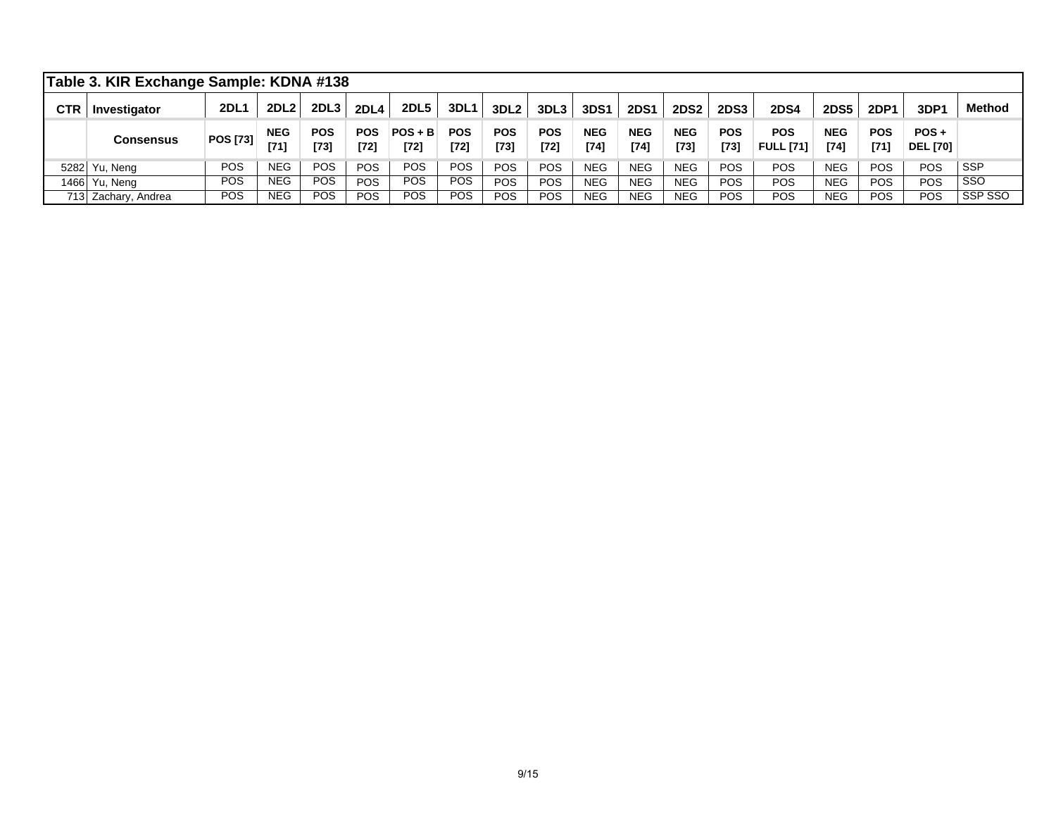## Table 3. KIR Exchange Sample: KDNA #138

| CTR | Investigator | 2DL1 | 2DL2 | 2DL3 | 2DL4 | 2DL5 | 3DL1 | 3DL2 | 3DL3 | 3DS1 | 2DS1 | 2DS2 | 2DS3 | 2DS4 | 2DS5 | 2DP1 | 3DP1 | Method |
|---|---|---|---|---|---|---|---|---|---|---|---|---|---|---|---|---|---|---|
| | **Consensus** | **POS [73]** | **NEG [71]** | **POS [73]** | **POS [72]** | **POS + B [72]** | **POS [72]** | **POS [73]** | **POS [72]** | **NEG [74]** | **NEG [74]** | **NEG [73]** | **POS [73]** | **POS FULL [71]** | **NEG [74]** | **POS [71]** | **POS + DEL [70]** | |
| 5282 | Yu, Neng | POS | NEG | POS | POS | POS | POS | POS | POS | NEG | NEG | NEG | POS | POS | NEG | POS | POS | SSP |
| 1466 | Yu, Neng | POS | NEG | POS | POS | POS | POS | POS | POS | NEG | NEG | NEG | POS | POS | NEG | POS | POS | SSO |
| 713 | Zachary, Andrea | POS | NEG | POS | POS | POS | POS | POS | POS | NEG | NEG | NEG | POS | POS | NEG | POS | POS | SSP SSO |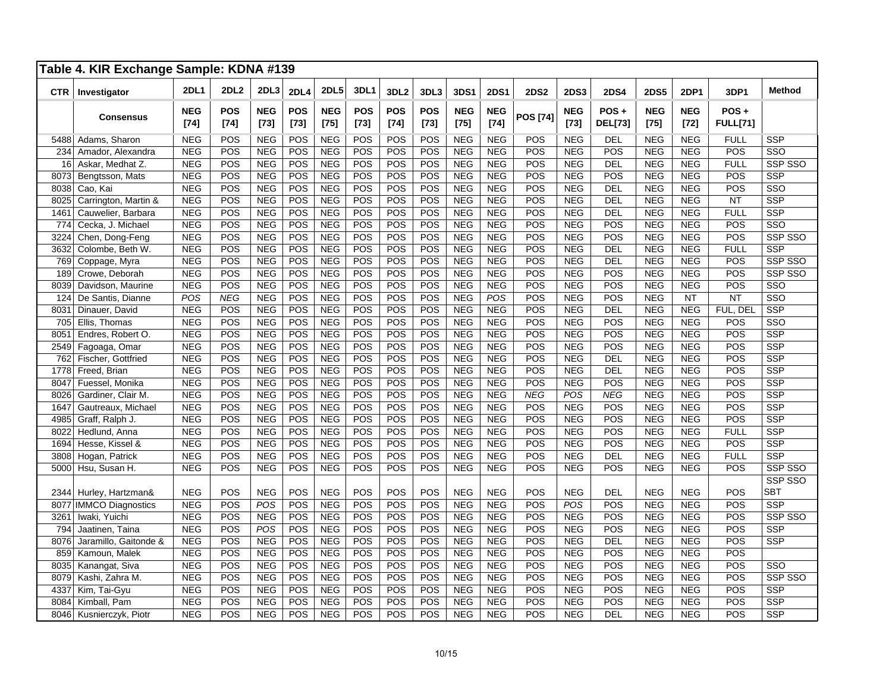## Table 4. KIR Exchange Sample: KDNA #139

| CTR | Investigator | 2DL1 | 2DL2 | 2DL3 | 2DL4 | 2DL5 | 3DL1 | 3DL2 | 3DL3 | 3DS1 | 2DS1 | 2DS2 | 2DS3 | 2DS4 | 2DS5 | 2DP1 | 3DP1 | Method |
|---|---|---|---|---|---|---|---|---|---|---|---|---|---|---|---|---|---|---|
| | **Consensus** | **NEG [74]** | **POS [74]** | **NEG [73]** | **POS [73]** | **NEG [75]** | **POS [73]** | **POS [74]** | **POS [73]** | **NEG [75]** | **NEG [74]** | **POS [74]** | **NEG [73]** | **POS + DEL[73]** | **NEG [75]** | **NEG [72]** | **POS + FULL[71]** | |
| 5488 | Adams, Sharon | NEG | POS | NEG | POS | NEG | POS | POS | POS | NEG | NEG | POS | NEG | DEL | NEG | NEG | FULL | SSP |
| 234 | Amador, Alexandra | NEG | POS | NEG | POS | NEG | POS | POS | POS | NEG | NEG | POS | NEG | POS | NEG | NEG | POS | SSO |
| 16 | Askar, Medhat Z. | NEG | POS | NEG | POS | NEG | POS | POS | POS | NEG | NEG | POS | NEG | DEL | NEG | NEG | FULL | SSP SSO |
| 8073 | Bengtsson, Mats | NEG | POS | NEG | POS | NEG | POS | POS | POS | NEG | NEG | POS | NEG | POS | NEG | NEG | POS | SSP |
| 8038 | Cao, Kai | NEG | POS | NEG | POS | NEG | POS | POS | POS | NEG | NEG | POS | NEG | DEL | NEG | NEG | POS | SSO |
| 8025 | Carrington, Martin & | NEG | POS | NEG | POS | NEG | POS | POS | POS | NEG | NEG | POS | NEG | DEL | NEG | NEG | NT | SSP |
| 1461 | Cauwelier, Barbara | NEG | POS | NEG | POS | NEG | POS | POS | POS | NEG | NEG | POS | NEG | DEL | NEG | NEG | FULL | SSP |
| 774 | Cecka, J. Michael | NEG | POS | NEG | POS | NEG | POS | POS | POS | NEG | NEG | POS | NEG | POS | NEG | NEG | POS | SSO |
| 3224 | Chen, Dong-Feng | NEG | POS | NEG | POS | NEG | POS | POS | POS | NEG | NEG | POS | NEG | POS | NEG | NEG | POS | SSP SSO |
| 3632 | Colombe, Beth W. | NEG | POS | NEG | POS | NEG | POS | POS | POS | NEG | NEG | POS | NEG | DEL | NEG | NEG | FULL | SSP |
| 769 | Coppage, Myra | NEG | POS | NEG | POS | NEG | POS | POS | POS | NEG | NEG | POS | NEG | DEL | NEG | NEG | POS | SSP SSO |
| 189 | Crowe, Deborah | NEG | POS | NEG | POS | NEG | POS | POS | POS | NEG | NEG | POS | NEG | POS | NEG | NEG | POS | SSP SSO |
| 8039 | Davidson, Maurine | NEG | POS | NEG | POS | NEG | POS | POS | POS | NEG | NEG | POS | NEG | POS | NEG | NEG | POS | SSO |
| 124 | De Santis, Dianne | *POS* | *NEG* | NEG | POS | NEG | POS | POS | POS | NEG | *POS* | POS | NEG | POS | NEG | NT | NT | SSO |
| 8031 | Dinauer, David | NEG | POS | NEG | POS | NEG | POS | POS | POS | NEG | NEG | POS | NEG | DEL | NEG | NEG | FUL, DEL | SSP |
| 705 | Ellis, Thomas | NEG | POS | NEG | POS | NEG | POS | POS | POS | NEG | NEG | POS | NEG | POS | NEG | NEG | POS | SSO |
| 8051 | Endres, Robert O. | NEG | POS | NEG | POS | NEG | POS | POS | POS | NEG | NEG | POS | NEG | POS | NEG | NEG | POS | SSP |
| 2549 | Fagoaga, Omar | NEG | POS | NEG | POS | NEG | POS | POS | POS | NEG | NEG | POS | NEG | POS | NEG | NEG | POS | SSP |
| 762 | Fischer, Gottfried | NEG | POS | NEG | POS | NEG | POS | POS | POS | NEG | NEG | POS | NEG | DEL | NEG | NEG | POS | SSP |
| 1778 | Freed, Brian | NEG | POS | NEG | POS | NEG | POS | POS | POS | NEG | NEG | POS | NEG | DEL | NEG | NEG | POS | SSP |
| 8047 | Fuessel, Monika | NEG | POS | NEG | POS | NEG | POS | POS | POS | NEG | NEG | POS | NEG | POS | NEG | NEG | POS | SSP |
| 8026 | Gardiner, Clair M. | NEG | POS | NEG | POS | NEG | POS | POS | POS | NEG | NEG | *NEG* | *POS* | *NEG* | NEG | NEG | POS | SSP |
| 1647 | Gautreaux, Michael | NEG | POS | NEG | POS | NEG | POS | POS | POS | NEG | NEG | POS | NEG | POS | NEG | NEG | POS | SSP |
| 4985 | Graff, Ralph J. | NEG | POS | NEG | POS | NEG | POS | POS | POS | NEG | NEG | POS | NEG | POS | NEG | NEG | POS | SSP |
| 8022 | Hedlund, Anna | NEG | POS | NEG | POS | NEG | POS | POS | POS | NEG | NEG | POS | NEG | POS | NEG | NEG | FULL | SSP |
| 1694 | Hesse, Kissel & | NEG | POS | NEG | POS | NEG | POS | POS | POS | NEG | NEG | POS | NEG | POS | NEG | NEG | POS | SSP |
| 3808 | Hogan, Patrick | NEG | POS | NEG | POS | NEG | POS | POS | POS | NEG | NEG | POS | NEG | DEL | NEG | NEG | FULL | SSP |
| 5000 | Hsu, Susan H. | NEG | POS | NEG | POS | NEG | POS | POS | POS | NEG | NEG | POS | NEG | POS | NEG | NEG | POS | SSP SSO |
| 2344 | Hurley, Hartzman& | NEG | POS | NEG | POS | NEG | POS | POS | POS | NEG | NEG | POS | NEG | DEL | NEG | NEG | POS | SSP SSO SBT |
| 8077 | IMMCO Diagnostics | NEG | POS | *POS* | POS | NEG | POS | POS | POS | NEG | NEG | POS | *POS* | POS | NEG | NEG | POS | SSP |
| 3261 | Iwaki, Yuichi | NEG | POS | NEG | POS | NEG | POS | POS | POS | NEG | NEG | POS | NEG | POS | NEG | NEG | POS | SSP SSO |
| 794 | Jaatinen, Taina | NEG | POS | *POS* | POS | NEG | POS | POS | POS | NEG | NEG | POS | NEG | POS | NEG | NEG | POS | SSP |
| 8076 | Jaramillo, Gaitonde & | NEG | POS | NEG | POS | NEG | POS | POS | POS | NEG | NEG | POS | NEG | DEL | NEG | NEG | POS | SSP |
| 859 | Kamoun, Malek | NEG | POS | NEG | POS | NEG | POS | POS | POS | NEG | NEG | POS | NEG | POS | NEG | NEG | POS | |
| 8035 | Kanangat, Siva | NEG | POS | NEG | POS | NEG | POS | POS | POS | NEG | NEG | POS | NEG | POS | NEG | NEG | POS | SSO |
| 8079 | Kashi, Zahra M. | NEG | POS | NEG | POS | NEG | POS | POS | POS | NEG | NEG | POS | NEG | POS | NEG | NEG | POS | SSP SSO |
| 4337 | Kim, Tai-Gyu | NEG | POS | NEG | POS | NEG | POS | POS | POS | NEG | NEG | POS | NEG | POS | NEG | NEG | POS | SSP |
| 8084 | Kimball, Pam | NEG | POS | NEG | POS | NEG | POS | POS | POS | NEG | NEG | POS | NEG | POS | NEG | NEG | POS | SSP |
| 8046 | Kusnierczyk, Piotr | NEG | POS | NEG | POS | NEG | POS | POS | POS | NEG | NEG | POS | NEG | DEL | NEG | NEG | POS | SSP |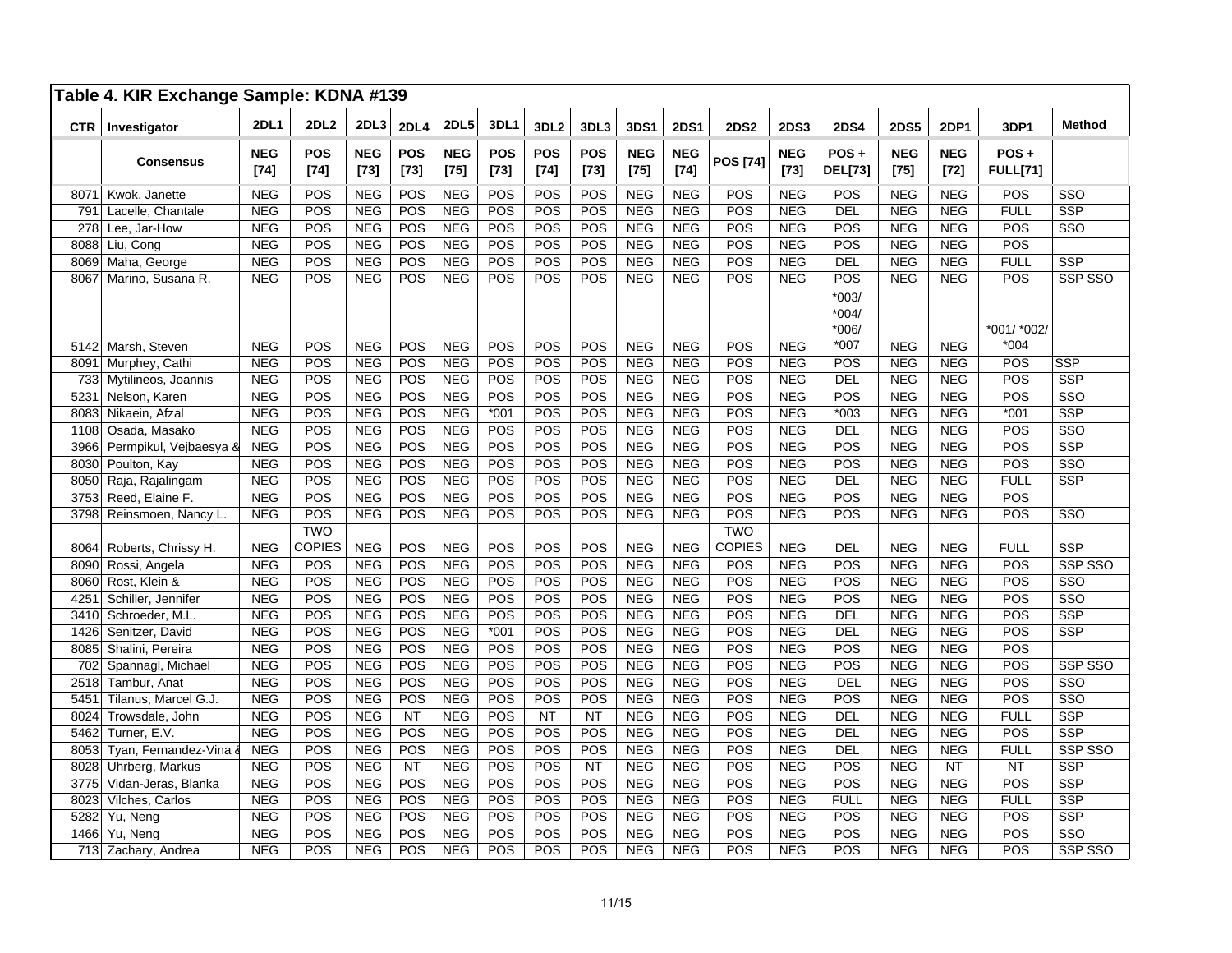## Table 4. KIR Exchange Sample: KDNA #139

| CTR | Investigator | 2DL1 | 2DL2 | 2DL3 | 2DL4 | 2DL5 | 3DL1 | 3DL2 | 3DL3 | 3DS1 | 2DS1 | 2DS2 | 2DS3 | 2DS4 | 2DS5 | 2DP1 | 3DP1 | Method |
|---|---|---|---|---|---|---|---|---|---|---|---|---|---|---|---|---|---|---|
| | **Consensus** | **NEG [74]** | **POS [74]** | **NEG [73]** | **POS [73]** | **NEG [75]** | **POS [73]** | **POS [74]** | **POS [73]** | **NEG [75]** | **NEG [74]** | **POS [74]** | **NEG [73]** | **POS + DEL[73]** | **NEG [75]** | **NEG [72]** | **POS + FULL[71]** | |
| 8071 | Kwok, Janette | NEG | POS | NEG | POS | NEG | POS | POS | POS | NEG | NEG | POS | NEG | POS | NEG | NEG | POS | SSO |
| 791 | Lacelle, Chantale | NEG | POS | NEG | POS | NEG | POS | POS | POS | NEG | NEG | POS | NEG | DEL | NEG | NEG | FULL | SSP |
| 278 | Lee, Jar-How | NEG | POS | NEG | POS | NEG | POS | POS | POS | NEG | NEG | POS | NEG | POS | NEG | NEG | POS | SSO |
| 8088 | Liu, Cong | NEG | POS | NEG | POS | NEG | POS | POS | POS | NEG | NEG | POS | NEG | POS | NEG | NEG | POS | |
| 8069 | Maha, George | NEG | POS | NEG | POS | NEG | POS | POS | POS | NEG | NEG | POS | NEG | DEL | NEG | NEG | FULL | SSP |
| 8067 | Marino, Susana R. | NEG | POS | NEG | POS | NEG | POS | POS | POS | NEG | NEG | POS | NEG | POS | NEG | NEG | POS | SSP SSO |
| 5142 | Marsh, Steven | NEG | POS | NEG | POS | NEG | POS | POS | POS | NEG | NEG | POS | NEG | *003/ *004/ *006/ *007 | NEG | NEG | *001/ *002/ *004 | |
| 8091 | Murphey, Cathi | NEG | POS | NEG | POS | NEG | POS | POS | POS | NEG | NEG | POS | NEG | POS | NEG | NEG | POS | SSP |
| 733 | Mytilineos, Joannis | NEG | POS | NEG | POS | NEG | POS | POS | POS | NEG | NEG | POS | NEG | DEL | NEG | NEG | POS | SSP |
| 5231 | Nelson, Karen | NEG | POS | NEG | POS | NEG | POS | POS | POS | NEG | NEG | POS | NEG | POS | NEG | NEG | POS | SSO |
| 8083 | Nikaein, Afzal | NEG | POS | NEG | POS | NEG | *001 | POS | POS | NEG | NEG | POS | NEG | *003 | NEG | NEG | *001 | SSP |
| 1108 | Osada, Masako | NEG | POS | NEG | POS | NEG | POS | POS | POS | NEG | NEG | POS | NEG | DEL | NEG | NEG | POS | SSO |
| 3966 | Permpikul, Vejbaesya & | NEG | POS | NEG | POS | NEG | POS | POS | POS | NEG | NEG | POS | NEG | POS | NEG | NEG | POS | SSP |
| 8030 | Poulton, Kay | NEG | POS | NEG | POS | NEG | POS | POS | POS | NEG | NEG | POS | NEG | POS | NEG | NEG | POS | SSO |
| 8050 | Raja, Rajalingam | NEG | POS | NEG | POS | NEG | POS | POS | POS | NEG | NEG | POS | NEG | DEL | NEG | NEG | FULL | SSP |
| 3753 | Reed, Elaine F. | NEG | POS | NEG | POS | NEG | POS | POS | POS | NEG | NEG | POS | NEG | POS | NEG | NEG | POS | |
| 3798 | Reinsmoen, Nancy L. | NEG | POS | NEG | POS | NEG | POS | POS | POS | NEG | NEG | POS | NEG | POS | NEG | NEG | POS | SSO |
| 8064 | Roberts, Chrissy H. | NEG | TWO COPIES | NEG | POS | NEG | POS | POS | POS | NEG | NEG | TWO COPIES | NEG | DEL | NEG | NEG | FULL | SSP |
| 8090 | Rossi, Angela | NEG | POS | NEG | POS | NEG | POS | POS | POS | NEG | NEG | POS | NEG | POS | NEG | NEG | POS | SSP SSO |
| 8060 | Rost, Klein & | NEG | POS | NEG | POS | NEG | POS | POS | POS | NEG | NEG | POS | NEG | POS | NEG | NEG | POS | SSO |
| 4251 | Schiller, Jennifer | NEG | POS | NEG | POS | NEG | POS | POS | POS | NEG | NEG | POS | NEG | POS | NEG | NEG | POS | SSO |
| 3410 | Schroeder, M.L. | NEG | POS | NEG | POS | NEG | POS | POS | POS | NEG | NEG | POS | NEG | DEL | NEG | NEG | POS | SSP |
| 1426 | Senitzer, David | NEG | POS | NEG | POS | NEG | *001 | POS | POS | NEG | NEG | POS | NEG | DEL | NEG | NEG | POS | SSP |
| 8085 | Shalini, Pereira | NEG | POS | NEG | POS | NEG | POS | POS | POS | NEG | NEG | POS | NEG | POS | NEG | NEG | POS | |
| 702 | Spannagl, Michael | NEG | POS | NEG | POS | NEG | POS | POS | POS | NEG | NEG | POS | NEG | POS | NEG | NEG | POS | SSP SSO |
| 2518 | Tambur, Anat | NEG | POS | NEG | POS | NEG | POS | POS | POS | NEG | NEG | POS | NEG | DEL | NEG | NEG | POS | SSO |
| 5451 | Tilanus, Marcel G.J. | NEG | POS | NEG | POS | NEG | POS | POS | POS | NEG | NEG | POS | NEG | POS | NEG | NEG | POS | SSO |
| 8024 | Trowsdale, John | NEG | POS | NEG | NT | NEG | POS | NT | NT | NEG | NEG | POS | NEG | DEL | NEG | NEG | FULL | SSP |
| 5462 | Turner, E.V. | NEG | POS | NEG | POS | NEG | POS | POS | POS | NEG | NEG | POS | NEG | DEL | NEG | NEG | POS | SSP |
| 8053 | Tyan, Fernandez-Vina & | NEG | POS | NEG | POS | NEG | POS | POS | POS | NEG | NEG | POS | NEG | DEL | NEG | NEG | FULL | SSP SSO |
| 8028 | Uhrberg, Markus | NEG | POS | NEG | NT | NEG | POS | POS | NT | NEG | NEG | POS | NEG | POS | NEG | NT | NT | SSP |
| 3775 | Vidan-Jeras, Blanka | NEG | POS | NEG | POS | NEG | POS | POS | POS | NEG | NEG | POS | NEG | POS | NEG | NEG | POS | SSP |
| 8023 | Vilches, Carlos | NEG | POS | NEG | POS | NEG | POS | POS | POS | NEG | NEG | POS | NEG | FULL | NEG | NEG | FULL | SSP |
| 5282 | Yu, Neng | NEG | POS | NEG | POS | NEG | POS | POS | POS | NEG | NEG | POS | NEG | POS | NEG | NEG | POS | SSP |
| 1466 | Yu, Neng | NEG | POS | NEG | POS | NEG | POS | POS | POS | NEG | NEG | POS | NEG | POS | NEG | NEG | POS | SSO |
| 713 | Zachary, Andrea | NEG | POS | NEG | POS | NEG | POS | POS | POS | NEG | NEG | POS | NEG | POS | NEG | NEG | POS | SSP SSO |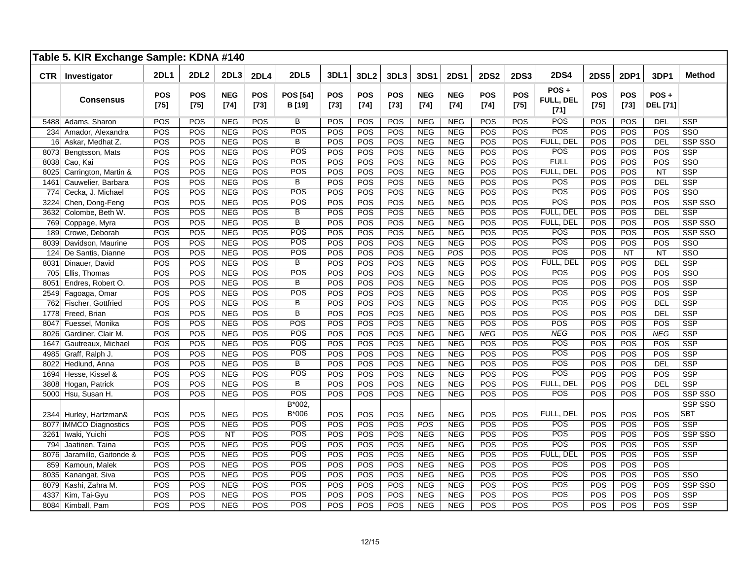## Table 5. KIR Exchange Sample: KDNA #140

| CTR | Investigator | 2DL1 | 2DL2 | 2DL3 | 2DL4 | 2DL5 | 3DL1 | 3DL2 | 3DL3 | 3DS1 | 2DS1 | 2DS2 | 2DS3 | 2DS4 | 2DS5 | 2DP1 | 3DP1 | Method |
|---|---|---|---|---|---|---|---|---|---|---|---|---|---|---|---|---|---|---|
| | **Consensus** | **POS [75]** | **POS [75]** | **NEG [74]** | **POS [73]** | **POS [54] B [19]** | **POS [73]** | **POS [74]** | **POS [73]** | **NEG [74]** | **NEG [74]** | **POS [74]** | **POS [73]** | **POS + FULL, DEL [71]** | **POS [75]** | **POS [73]** | **POS + DEL [71]** | |
| 5488 | Adams, Sharon | POS | POS | NEG | POS | B | POS | POS | POS | NEG | NEG | POS | POS | POS | POS | POS | DEL | SSP |
| 234 | Amador, Alexandra | POS | POS | NEG | POS | POS | POS | POS | POS | NEG | NEG | POS | POS | POS | POS | POS | POS | SSO |
| 16 | Askar, Medhat Z. | POS | POS | NEG | POS | B | POS | POS | POS | NEG | NEG | POS | POS | FULL, DEL | POS | POS | DEL | SSP SSO |
| 8073 | Bengtsson, Mats | POS | POS | NEG | POS | POS | POS | POS | POS | NEG | NEG | POS | POS | POS | POS | POS | POS | SSP |
| 8038 | Cao, Kai | POS | POS | NEG | POS | POS | POS | POS | POS | NEG | NEG | POS | POS | FULL | POS | POS | POS | SSO |
| 8025 | Carrington, Martin & | POS | POS | NEG | POS | POS | POS | POS | POS | NEG | NEG | POS | POS | FULL, DEL | POS | POS | NT | SSP |
| 1461 | Cauwelier, Barbara | POS | POS | NEG | POS | B | POS | POS | POS | NEG | NEG | POS | POS | POS | POS | POS | DEL | SSP |
| 774 | Cecka, J. Michael | POS | POS | NEG | POS | POS | POS | POS | POS | NEG | NEG | POS | POS | POS | POS | POS | POS | SSO |
| 3224 | Chen, Dong-Feng | POS | POS | NEG | POS | POS | POS | POS | POS | NEG | NEG | POS | POS | POS | POS | POS | POS | SSP SSO |
| 3632 | Colombe, Beth W. | POS | POS | NEG | POS | B | POS | POS | POS | NEG | NEG | POS | POS | FULL, DEL | POS | POS | DEL | SSP |
| 769 | Coppage, Myra | POS | POS | NEG | POS | B | POS | POS | POS | NEG | NEG | POS | POS | FULL, DEL | POS | POS | POS | SSP SSO |
| 189 | Crowe, Deborah | POS | POS | NEG | POS | POS | POS | POS | POS | NEG | NEG | POS | POS | POS | POS | POS | POS | SSP SSO |
| 8039 | Davidson, Maurine | POS | POS | NEG | POS | POS | POS | POS | POS | NEG | NEG | POS | POS | POS | POS | POS | POS | SSO |
| 124 | De Santis, Dianne | POS | POS | NEG | POS | POS | POS | POS | POS | NEG | *POS* | POS | POS | POS | POS | NT | NT | SSO |
| 8031 | Dinauer, David | POS | POS | NEG | POS | B | POS | POS | POS | NEG | NEG | POS | POS | FULL, DEL | POS | POS | DEL | SSP |
| 705 | Ellis, Thomas | POS | POS | NEG | POS | POS | POS | POS | POS | NEG | NEG | POS | POS | POS | POS | POS | POS | SSO |
| 8051 | Endres, Robert O. | POS | POS | NEG | POS | B | POS | POS | POS | NEG | NEG | POS | POS | POS | POS | POS | POS | SSP |
| 2549 | Fagoaga, Omar | POS | POS | NEG | POS | POS | POS | POS | POS | NEG | NEG | POS | POS | POS | POS | POS | POS | SSP |
| 762 | Fischer, Gottfried | POS | POS | NEG | POS | B | POS | POS | POS | NEG | NEG | POS | POS | POS | POS | POS | DEL | SSP |
| 1778 | Freed, Brian | POS | POS | NEG | POS | B | POS | POS | POS | NEG | NEG | POS | POS | POS | POS | POS | DEL | SSP |
| 8047 | Fuessel, Monika | POS | POS | NEG | POS | POS | POS | POS | POS | NEG | NEG | POS | POS | POS | POS | POS | POS | SSP |
| 8026 | Gardiner, Clair M. | POS | POS | NEG | POS | POS | POS | POS | POS | NEG | NEG | *NEG* | POS | *NEG* | POS | POS | *NEG* | SSP |
| 1647 | Gautreaux, Michael | POS | POS | NEG | POS | POS | POS | POS | POS | NEG | NEG | POS | POS | POS | POS | POS | POS | SSP |
| 4985 | Graff, Ralph J. | POS | POS | NEG | POS | POS | POS | POS | POS | NEG | NEG | POS | POS | POS | POS | POS | POS | SSP |
| 8022 | Hedlund, Anna | POS | POS | NEG | POS | B | POS | POS | POS | NEG | NEG | POS | POS | POS | POS | POS | DEL | SSP |
| 1694 | Hesse, Kissel & | POS | POS | NEG | POS | POS | POS | POS | POS | NEG | NEG | POS | POS | POS | POS | POS | POS | SSP |
| 3808 | Hogan, Patrick | POS | POS | NEG | POS | B | POS | POS | POS | NEG | NEG | POS | POS | FULL, DEL | POS | POS | DEL | SSP |
| 5000 | Hsu, Susan H. | POS | POS | NEG | POS | POS | POS | POS | POS | NEG | NEG | POS | POS | POS | POS | POS | POS | SSP SSO |
| 2344 | Hurley, Hartzman& | POS | POS | NEG | POS | B*002, B*006 | POS | POS | POS | NEG | NEG | POS | POS | FULL, DEL | POS | POS | POS | SSP SSO SBT |
| 8077 | IMMCO Diagnostics | POS | POS | NEG | POS | POS | POS | POS | POS | *POS* | NEG | POS | POS | POS | POS | POS | POS | SSP |
| 3261 | Iwaki, Yuichi | POS | POS | NT | POS | POS | POS | POS | POS | NEG | NEG | POS | POS | POS | POS | POS | POS | SSP SSO |
| 794 | Jaatinen, Taina | POS | POS | NEG | POS | POS | POS | POS | POS | NEG | NEG | POS | POS | POS | POS | POS | POS | SSP |
| 8076 | Jaramillo, Gaitonde & | POS | POS | NEG | POS | POS | POS | POS | POS | NEG | NEG | POS | POS | FULL, DEL | POS | POS | POS | SSP |
| 859 | Kamoun, Malek | POS | POS | NEG | POS | POS | POS | POS | POS | NEG | NEG | POS | POS | POS | POS | POS | POS | |
| 8035 | Kanangat, Siva | POS | POS | NEG | POS | POS | POS | POS | POS | NEG | NEG | POS | POS | POS | POS | POS | POS | SSO |
| 8079 | Kashi, Zahra M. | POS | POS | NEG | POS | POS | POS | POS | POS | NEG | NEG | POS | POS | POS | POS | POS | POS | SSP SSO |
| 4337 | Kim, Tai-Gyu | POS | POS | NEG | POS | POS | POS | POS | POS | NEG | NEG | POS | POS | POS | POS | POS | POS | SSP |
| 8084 | Kimball, Pam | POS | POS | NEG | POS | POS | POS | POS | POS | NEG | NEG | POS | POS | POS | POS | POS | POS | SSP |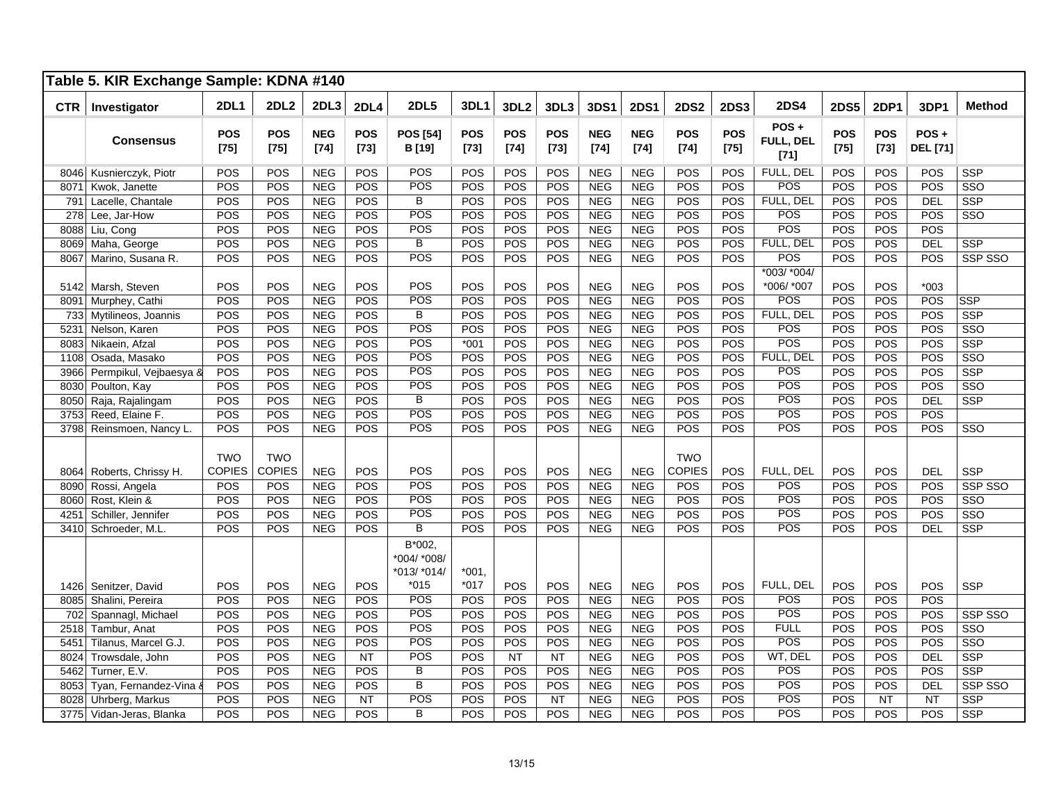# Table 5. KIR Exchange Sample: KDNA #140

| CTR | Investigator | 2DL1 | 2DL2 | 2DL3 | 2DL4 | 2DL5 | 3DL1 | 3DL2 | 3DL3 | 3DS1 | 2DS1 | 2DS2 | 2DS3 | 2DS4 | 2DS5 | 2DP1 | 3DP1 | Method |
|---|---|---|---|---|---|---|---|---|---|---|---|---|---|---|---|---|---|---|
| | **Consensus** | **POS [75]** | **POS [75]** | **NEG [74]** | **POS [73]** | **POS [54] B [19]** | **POS [73]** | **POS [74]** | **POS [73]** | **NEG [74]** | **NEG [74]** | **POS [74]** | **POS [75]** | **POS + FULL, DEL [71]** | **POS [75]** | **POS [73]** | **POS + DEL [71]** | |
| 8046 | Kusnierczyk, Piotr | POS | POS | NEG | POS | POS | POS | POS | POS | NEG | NEG | POS | POS | FULL, DEL | POS | POS | POS | SSP |
| 8071 | Kwok, Janette | POS | POS | NEG | POS | POS | POS | POS | POS | NEG | NEG | POS | POS | POS | POS | POS | POS | SSO |
| 791 | Lacelle, Chantale | POS | POS | NEG | POS | B | POS | POS | POS | NEG | NEG | POS | POS | FULL, DEL | POS | POS | DEL | SSP |
| 278 | Lee, Jar-How | POS | POS | NEG | POS | POS | POS | POS | POS | NEG | NEG | POS | POS | POS | POS | POS | POS | SSO |
| 8088 | Liu, Cong | POS | POS | NEG | POS | POS | POS | POS | POS | NEG | NEG | POS | POS | POS | POS | POS | POS | |
| 8069 | Maha, George | POS | POS | NEG | POS | B | POS | POS | POS | NEG | NEG | POS | POS | FULL, DEL | POS | POS | DEL | SSP |
| 8067 | Marino, Susana R. | POS | POS | NEG | POS | POS | POS | POS | POS | NEG | NEG | POS | POS | POS | POS | POS | POS | SSP SSO |
| 5142 | Marsh, Steven | POS | POS | NEG | POS | POS | POS | POS | POS | NEG | NEG | POS | POS | *003/ *004/ *006/ *007 | POS | POS | *003 | |
| 8091 | Murphey, Cathi | POS | POS | NEG | POS | POS | POS | POS | POS | NEG | NEG | POS | POS | POS | POS | POS | POS | SSP |
| 733 | Mytilineos, Joannis | POS | POS | NEG | POS | B | POS | POS | POS | NEG | NEG | POS | POS | FULL, DEL | POS | POS | POS | SSP |
| 5231 | Nelson, Karen | POS | POS | NEG | POS | POS | POS | POS | POS | NEG | NEG | POS | POS | POS | POS | POS | POS | SSO |
| 8083 | Nikaein, Afzal | POS | POS | NEG | POS | POS | *001 | POS | POS | NEG | NEG | POS | POS | POS | POS | POS | POS | SSP |
| 1108 | Osada, Masako | POS | POS | NEG | POS | POS | POS | POS | POS | NEG | NEG | POS | POS | FULL, DEL | POS | POS | POS | SSO |
| 3966 | Permpikul, Vejbaesya & | POS | POS | NEG | POS | POS | POS | POS | POS | NEG | NEG | POS | POS | POS | POS | POS | POS | SSP |
| 8030 | Poulton, Kay | POS | POS | NEG | POS | POS | POS | POS | POS | NEG | NEG | POS | POS | POS | POS | POS | POS | SSO |
| 8050 | Raja, Rajalingam | POS | POS | NEG | POS | B | POS | POS | POS | NEG | NEG | POS | POS | POS | POS | POS | DEL | SSP |
| 3753 | Reed, Elaine F. | POS | POS | NEG | POS | POS | POS | POS | POS | NEG | NEG | POS | POS | POS | POS | POS | POS | |
| 3798 | Reinsmoen, Nancy L. | POS | POS | NEG | POS | POS | POS | POS | POS | NEG | NEG | POS | POS | POS | POS | POS | POS | SSO |
| 8064 | Roberts, Chrissy H. | TWO COPIES | TWO COPIES | NEG | POS | POS | POS | POS | POS | NEG | NEG | TWO COPIES | POS | FULL, DEL | POS | POS | DEL | SSP |
| 8090 | Rossi, Angela | POS | POS | NEG | POS | POS | POS | POS | POS | NEG | NEG | POS | POS | POS | POS | POS | POS | SSP SSO |
| 8060 | Rost, Klein & | POS | POS | NEG | POS | POS | POS | POS | POS | NEG | NEG | POS | POS | POS | POS | POS | POS | SSO |
| 4251 | Schiller, Jennifer | POS | POS | NEG | POS | POS | POS | POS | POS | NEG | NEG | POS | POS | POS | POS | POS | POS | SSO |
| 3410 | Schroeder, M.L. | POS | POS | NEG | POS | B | POS | POS | POS | NEG | NEG | POS | POS | POS | POS | POS | DEL | SSP |
| 1426 | Senitzer, David | POS | POS | NEG | POS | B*002, *004/ *008/ *013/ *014/ *015 | *001, *017 | POS | POS | NEG | NEG | POS | POS | FULL, DEL | POS | POS | POS | SSP |
| 8085 | Shalini, Pereira | POS | POS | NEG | POS | POS | POS | POS | POS | NEG | NEG | POS | POS | POS | POS | POS | POS | |
| 702 | Spannagl, Michael | POS | POS | NEG | POS | POS | POS | POS | POS | NEG | NEG | POS | POS | POS | POS | POS | POS | SSP SSO |
| 2518 | Tambur, Anat | POS | POS | NEG | POS | POS | POS | POS | POS | NEG | NEG | POS | POS | FULL | POS | POS | POS | SSO |
| 5451 | Tilanus, Marcel G.J. | POS | POS | NEG | POS | POS | POS | POS | POS | NEG | NEG | POS | POS | POS | POS | POS | POS | SSO |
| 8024 | Trowsdale, John | POS | POS | NEG | NT | POS | POS | NT | NT | NEG | NEG | POS | POS | WT, DEL | POS | POS | DEL | SSP |
| 5462 | Turner, E.V. | POS | POS | NEG | POS | B | POS | POS | POS | NEG | NEG | POS | POS | POS | POS | POS | POS | SSP |
| 8053 | Tyan, Fernandez-Vina & | POS | POS | NEG | POS | B | POS | POS | POS | NEG | NEG | POS | POS | POS | POS | POS | DEL | SSP SSO |
| 8028 | Uhrberg, Markus | POS | POS | NEG | NT | POS | POS | POS | NT | NEG | NEG | POS | POS | POS | POS | NT | NT | SSP |
| 3775 | Vidan-Jeras, Blanka | POS | POS | NEG | POS | B | POS | POS | POS | NEG | NEG | POS | POS | POS | POS | POS | POS | SSP |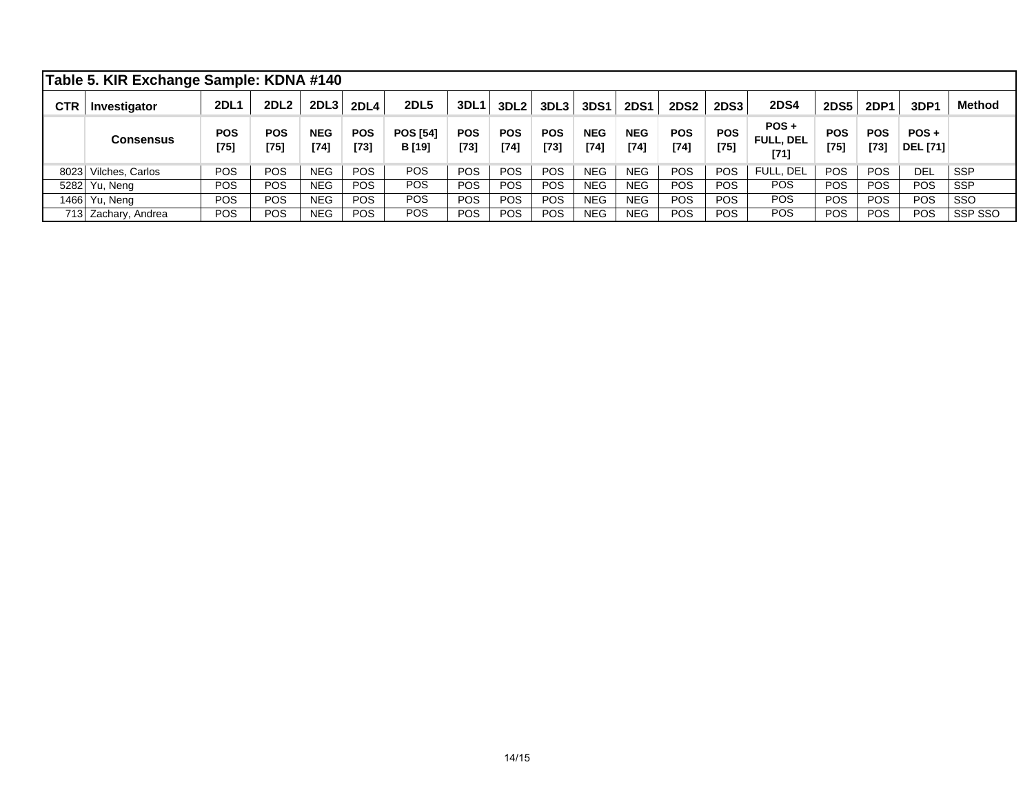**Table 5. KIR Exchange Sample: KDNA #140**

| CTR | Investigator | 2DL1 | 2DL2 | 2DL3 | 2DL4 | 2DL5 | 3DL1 | 3DL2 | 3DL3 | 3DS1 | 2DS1 | 2DS2 | 2DS3 | 2DS4 | 2DS5 | 2DP1 | 3DP1 | Method |
|---|---|---|---|---|---|---|---|---|---|---|---|---|---|---|---|---|---|---|
| | **Consensus** | **POS [75]** | **POS [75]** | **NEG [74]** | **POS [73]** | **POS [54] B [19]** | **POS [73]** | **POS [74]** | **POS [73]** | **NEG [74]** | **NEG [74]** | **POS [74]** | **POS [75]** | **POS + FULL, DEL [71]** | **POS [75]** | **POS [73]** | **POS + DEL [71]** | |
| 8023 | Vilches, Carlos | POS | POS | NEG | POS | POS | POS | POS | POS | NEG | NEG | POS | POS | FULL, DEL | POS | POS | DEL | SSP |
| 5282 | Yu, Neng | POS | POS | NEG | POS | POS | POS | POS | POS | NEG | NEG | POS | POS | POS | POS | POS | POS | SSP |
| 1466 | Yu, Neng | POS | POS | NEG | POS | POS | POS | POS | POS | NEG | NEG | POS | POS | POS | POS | POS | POS | SSO |
| 713 | Zachary, Andrea | POS | POS | NEG | POS | POS | POS | POS | POS | NEG | NEG | POS | POS | POS | POS | POS | POS | SSP SSO |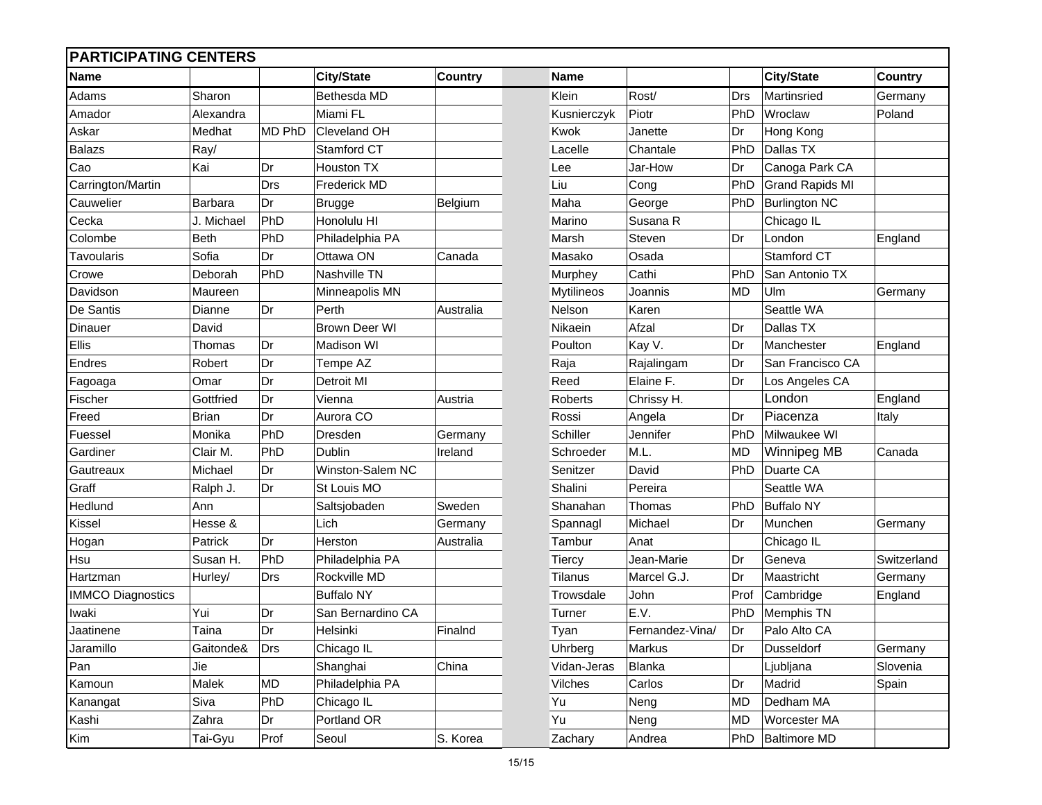## PARTICIPATING CENTERS

| Name | | | City/State | Country | | Name | | | City/State | Country |
|---|---|---|---|---|---|---|---|---|---|---|
| Adams | Sharon | | Bethesda MD | | | Klein | Rost/ | Drs | Martinsried | Germany |
| Amador | Alexandra | | Miami FL | | | Kusnierczyk | Piotr | PhD | Wroclaw | Poland |
| Askar | Medhat | MD PhD | Cleveland OH | | | Kwok | Janette | Dr | Hong Kong | |
| Balazs | Ray/ | | Stamford CT | | | Lacelle | Chantale | PhD | Dallas TX | |
| Cao | Kai | Dr | Houston TX | | | Lee | Jar-How | Dr | Canoga Park CA | |
| Carrington/Martin | | Drs | Frederick MD | | | Liu | Cong | PhD | Grand Rapids MI | |
| Cauwelier | Barbara | Dr | Brugge | Belgium | | Maha | George | PhD | Burlington NC | |
| Cecka | J. Michael | PhD | Honolulu HI | | | Marino | Susana R | | Chicago IL | |
| Colombe | Beth | PhD | Philadelphia PA | | | Marsh | Steven | Dr | London | England |
| Tavoularis | Sofia | Dr | Ottawa ON | Canada | | Masako | Osada | | Stamford CT | |
| Crowe | Deborah | PhD | Nashville TN | | | Murphey | Cathi | PhD | San Antonio TX | |
| Davidson | Maureen | | Minneapolis MN | | | Mytilineos | Joannis | MD | Ulm | Germany |
| De Santis | Dianne | Dr | Perth | Australia | | Nelson | Karen | | Seattle WA | |
| Dinauer | David | | Brown Deer WI | | | Nikaein | Afzal | Dr | Dallas TX | |
| Ellis | Thomas | Dr | Madison WI | | | Poulton | Kay V. | Dr | Manchester | England |
| Endres | Robert | Dr | Tempe AZ | | | Raja | Rajalingam | Dr | San Francisco CA | |
| Fagoaga | Omar | Dr | Detroit MI | | | Reed | Elaine F. | Dr | Los Angeles CA | |
| Fischer | Gottfried | Dr | Vienna | Austria | | Roberts | Chrissy H. | | London | England |
| Freed | Brian | Dr | Aurora CO | | | Rossi | Angela | Dr | Piacenza | Italy |
| Fuessel | Monika | PhD | Dresden | Germany | | Schiller | Jennifer | PhD | Milwaukee WI | |
| Gardiner | Clair M. | PhD | Dublin | Ireland | | Schroeder | M.L. | MD | Winnipeg MB | Canada |
| Gautreaux | Michael | Dr | Winston-Salem NC | | | Senitzer | David | PhD | Duarte CA | |
| Graff | Ralph J. | Dr | St Louis MO | | | Shalini | Pereira | | Seattle WA | |
| Hedlund | Ann | | Saltsjobaden | Sweden | | Shanahan | Thomas | PhD | Buffalo NY | |
| Kissel | Hesse & | | Lich | Germany | | Spannagl | Michael | Dr | Munchen | Germany |
| Hogan | Patrick | Dr | Herston | Australia | | Tambur | Anat | | Chicago IL | |
| Hsu | Susan H. | PhD | Philadelphia PA | | | Tiercy | Jean-Marie | Dr | Geneva | Switzerland |
| Hartzman | Hurley/ | Drs | Rockville MD | | | Tilanus | Marcel G.J. | Dr | Maastricht | Germany |
| IMMCO Diagnostics | | | Buffalo NY | | | Trowsdale | John | Prof | Cambridge | England |
| Iwaki | Yui | Dr | San Bernardino CA | | | Turner | E.V. | PhD | Memphis TN | |
| Jaatinene | Taina | Dr | Helsinki | Finalnd | | Tyan | Fernandez-Vina/ | Dr | Palo Alto CA | |
| Jaramillo | Gaitonde& | Drs | Chicago IL | | | Uhrberg | Markus | Dr | Dusseldorf | Germany |
| Pan | Jie | | Shanghai | China | | Vidan-Jeras | Blanka | | Ljubljana | Slovenia |
| Kamoun | Malek | MD | Philadelphia PA | | | Vilches | Carlos | Dr | Madrid | Spain |
| Kanangat | Siva | PhD | Chicago IL | | | Yu | Neng | MD | Dedham MA | |
| Kashi | Zahra | Dr | Portland OR | | | Yu | Neng | MD | Worcester MA | |
| Kim | Tai-Gyu | Prof | Seoul | S. Korea | | Zachary | Andrea | PhD | Baltimore MD | |